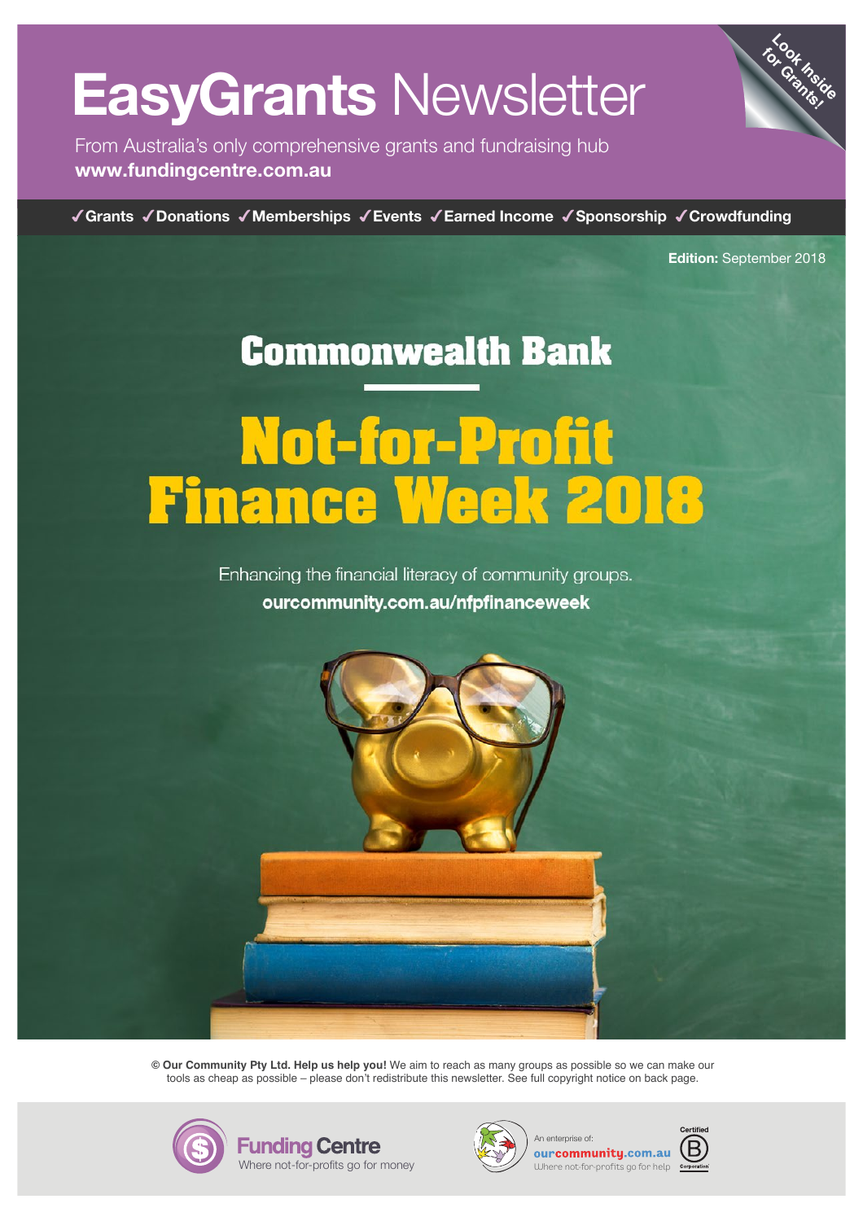# EasyGrants Newsletter

From Australia's only comprehensive grants and fundraising hub
**www.fundingcentre.com.au**

Look Inside for Grants!

✓Grants ✓Donations ✓Memberships ✓Events ✓Earned Income ✓Sponsorship ✓Crowdfunding

**Edition:** September 2018

## Commonwealth Bank

# Not-for-Profit Finance Week 2018

Enhancing the financial literacy of community groups.
**ourcommunity.com.au/nfpfinanceweek**

**© Our Community Pty Ltd. Help us help you!** We aim to reach as many groups as possible so we can make our tools as cheap as possible – please don't redistribute this newsletter. See full copyright notice on back page.

Funding Centre
Where not-for-profits go for money

An enterprise of:
ourcommunity.com.au
Where not-for-profits go for help

Certified B Corporation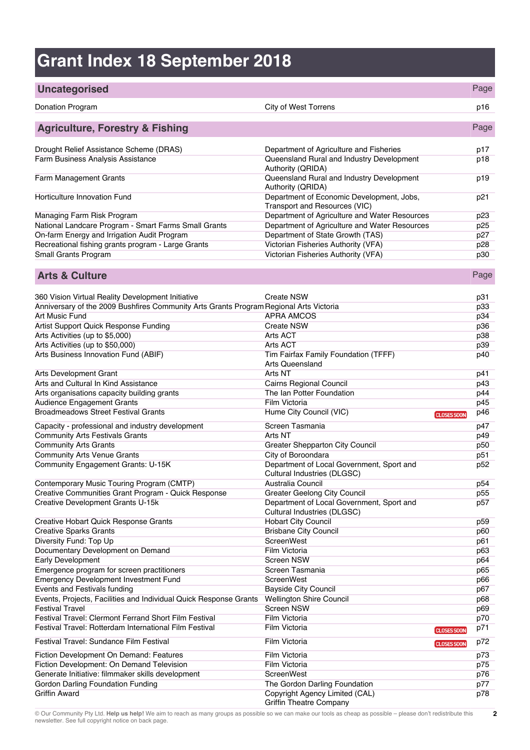# Grant Index 18 September 2018

## Uncategorised

| Grant | Provider | Page |
|---|---|---|
| Donation Program | City of West Torrens | p16 |

## Agriculture, Forestry & Fishing

| Grant | Provider | Page |
|---|---|---|
| Drought Relief Assistance Scheme (DRAS) | Department of Agriculture and Fisheries | p17 |
| Farm Business Analysis Assistance | Queensland Rural and Industry Development Authority (QRIDA) | p18 |
| Farm Management Grants | Queensland Rural and Industry Development Authority (QRIDA) | p19 |
| Horticulture Innovation Fund | Department of Economic Development, Jobs, Transport and Resources (VIC) | p21 |
| Managing Farm Risk Program | Department of Agriculture and Water Resources | p23 |
| National Landcare Program - Smart Farms Small Grants | Department of Agriculture and Water Resources | p25 |
| On-farm Energy and Irrigation Audit Program | Department of State Growth (TAS) | p27 |
| Recreational fishing grants program - Large Grants | Victorian Fisheries Authority (VFA) | p28 |
| Small Grants Program | Victorian Fisheries Authority (VFA) | p30 |

## Arts & Culture

| Grant | Provider | | Page |
|---|---|---|---|
| 360 Vision Virtual Reality Development Initiative | Create NSW | | p31 |
| Anniversary of the 2009 Bushfires Community Arts Grants Program | Regional Arts Victoria | | p33 |
| Art Music Fund | APRA AMCOS | | p34 |
| Artist Support Quick Response Funding | Create NSW | | p36 |
| Arts Activities (up to $5,000) | Arts ACT | | p38 |
| Arts Activities (up to $50,000) | Arts ACT | | p39 |
| Arts Business Innovation Fund (ABIF) | Tim Fairfax Family Foundation (TFFF) Arts Queensland | | p40 |
| Arts Development Grant | Arts NT | | p41 |
| Arts and Cultural In Kind Assistance | Cairns Regional Council | | p43 |
| Arts organisations capacity building grants | The Ian Potter Foundation | | p44 |
| Audience Engagement Grants | Film Victoria | | p45 |
| Broadmeadows Street Festival Grants | Hume City Council (VIC) | CLOSES SOON | p46 |
| Capacity - professional and industry development | Screen Tasmania | | p47 |
| Community Arts Festivals Grants | Arts NT | | p49 |
| Community Arts Grants | Greater Shepparton City Council | | p50 |
| Community Arts Venue Grants | City of Boroondara | | p51 |
| Community Engagement Grants: U-15K | Department of Local Government, Sport and Cultural Industries (DLGSC) | | p52 |
| Contemporary Music Touring Program (CMTP) | Australia Council | | p54 |
| Creative Communities Grant Program - Quick Response | Greater Geelong City Council | | p55 |
| Creative Development Grants U-15k | Department of Local Government, Sport and Cultural Industries (DLGSC) | | p57 |
| Creative Hobart Quick Response Grants | Hobart City Council | | p59 |
| Creative Sparks Grants | Brisbane City Council | | p60 |
| Diversity Fund: Top Up | ScreenWest | | p61 |
| Documentary Development on Demand | Film Victoria | | p63 |
| Early Development | Screen NSW | | p64 |
| Emergence program for screen practitioners | Screen Tasmania | | p65 |
| Emergency Development Investment Fund | ScreenWest | | p66 |
| Events and Festivals funding | Bayside City Council | | p67 |
| Events, Projects, Facilities and Individual Quick Response Grants | Wellington Shire Council | | p68 |
| Festival Travel | Screen NSW | | p69 |
| Festival Travel: Clermont Ferrand Short Film Festival | Film Victoria | | p70 |
| Festival Travel: Rotterdam International Film Festival | Film Victoria | CLOSES SOON | p71 |
| Festival Travel: Sundance Film Festival | Film Victoria | CLOSES SOON | p72 |
| Fiction Development On Demand: Features | Film Victoria | | p73 |
| Fiction Development: On Demand Television | Film Victoria | | p75 |
| Generate Initiative: filmmaker skills development | ScreenWest | | p76 |
| Gordon Darling Foundation Funding | The Gordon Darling Foundation | | p77 |
| Griffin Award | Copyright Agency Limited (CAL) Griffin Theatre Company | | p78 |

© Our Community Pty Ltd. **Help us help!** We aim to reach as many groups as possible so we can make our tools as cheap as possible – please don't redistribute this newsletter. See full copyright notice on back page.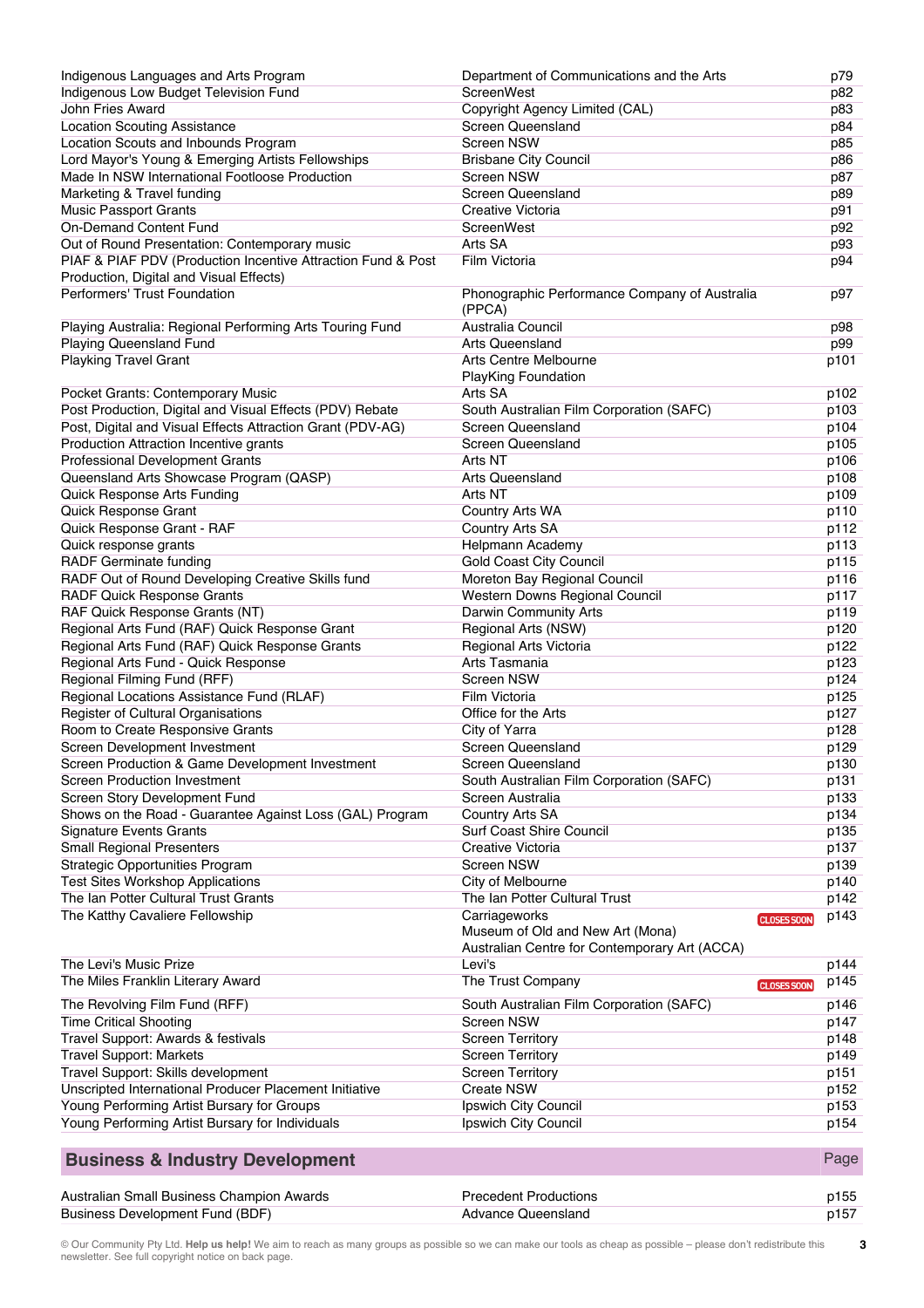| | | |
|---|---|---|
| Indigenous Languages and Arts Program | Department of Communications and the Arts | p79 |
| Indigenous Low Budget Television Fund | ScreenWest | p82 |
| John Fries Award | Copyright Agency Limited (CAL) | p83 |
| Location Scouting Assistance | Screen Queensland | p84 |
| Location Scouts and Inbounds Program | Screen NSW | p85 |
| Lord Mayor's Young & Emerging Artists Fellowships | Brisbane City Council | p86 |
| Made In NSW International Footloose Production | Screen NSW | p87 |
| Marketing & Travel funding | Screen Queensland | p89 |
| Music Passport Grants | Creative Victoria | p91 |
| On-Demand Content Fund | ScreenWest | p92 |
| Out of Round Presentation: Contemporary music | Arts SA | p93 |
| PIAF & PIAF PDV (Production Incentive Attraction Fund & Post Production, Digital and Visual Effects) | Film Victoria | p94 |
| Performers' Trust Foundation | Phonographic Performance Company of Australia (PPCA) | p97 |
| Playing Australia: Regional Performing Arts Touring Fund | Australia Council | p98 |
| Playing Queensland Fund | Arts Queensland | p99 |
| Playking Travel Grant | Arts Centre Melbourne<br>PlayKing Foundation | p101 |
| Pocket Grants: Contemporary Music | Arts SA | p102 |
| Post Production, Digital and Visual Effects (PDV) Rebate | South Australian Film Corporation (SAFC) | p103 |
| Post, Digital and Visual Effects Attraction Grant (PDV-AG) | Screen Queensland | p104 |
| Production Attraction Incentive grants | Screen Queensland | p105 |
| Professional Development Grants | Arts NT | p106 |
| Queensland Arts Showcase Program (QASP) | Arts Queensland | p108 |
| Quick Response Arts Funding | Arts NT | p109 |
| Quick Response Grant | Country Arts WA | p110 |
| Quick Response Grant - RAF | Country Arts SA | p112 |
| Quick response grants | Helpmann Academy | p113 |
| RADF Germinate funding | Gold Coast City Council | p115 |
| RADF Out of Round Developing Creative Skills fund | Moreton Bay Regional Council | p116 |
| RADF Quick Response Grants | Western Downs Regional Council | p117 |
| RAF Quick Response Grants (NT) | Darwin Community Arts | p119 |
| Regional Arts Fund (RAF) Quick Response Grant | Regional Arts (NSW) | p120 |
| Regional Arts Fund (RAF) Quick Response Grants | Regional Arts Victoria | p122 |
| Regional Arts Fund - Quick Response | Arts Tasmania | p123 |
| Regional Filming Fund (RFF) | Screen NSW | p124 |
| Regional Locations Assistance Fund (RLAF) | Film Victoria | p125 |
| Register of Cultural Organisations | Office for the Arts | p127 |
| Room to Create Responsive Grants | City of Yarra | p128 |
| Screen Development Investment | Screen Queensland | p129 |
| Screen Production & Game Development Investment | Screen Queensland | p130 |
| Screen Production Investment | South Australian Film Corporation (SAFC) | p131 |
| Screen Story Development Fund | Screen Australia | p133 |
| Shows on the Road - Guarantee Against Loss (GAL) Program | Country Arts SA | p134 |
| Signature Events Grants | Surf Coast Shire Council | p135 |
| Small Regional Presenters | Creative Victoria | p137 |
| Strategic Opportunities Program | Screen NSW | p139 |
| Test Sites Workshop Applications | City of Melbourne | p140 |
| The Ian Potter Cultural Trust Grants | The Ian Potter Cultural Trust | p142 |
| The Kathy Cavaliere Fellowship | Carriageworks<br>Museum of Old and New Art (Mona)<br>Australian Centre for Contemporary Art (ACCA) CLOSES SOON | p143 |
| The Levi's Music Prize | Levi's | p144 |
| The Miles Franklin Literary Award | The Trust Company CLOSES SOON | p145 |
| The Revolving Film Fund (RFF) | South Australian Film Corporation (SAFC) | p146 |
| Time Critical Shooting | Screen NSW | p147 |
| Travel Support: Awards & festivals | Screen Territory | p148 |
| Travel Support: Markets | Screen Territory | p149 |
| Travel Support: Skills development | Screen Territory | p151 |
| Unscripted International Producer Placement Initiative | Create NSW | p152 |
| Young Performing Artist Bursary for Groups | Ipswich City Council | p153 |
| Young Performing Artist Bursary for Individuals | Ipswich City Council | p154 |

## Business & Industry Development

| | | Page |
|---|---|---|
| Australian Small Business Champion Awards | Precedent Productions | p155 |
| Business Development Fund (BDF) | Advance Queensland | p157 |

© Our Community Pty Ltd. **Help us help!** We aim to reach as many groups as possible so we can make our tools as cheap as possible – please don't redistribute this newsletter. See full copyright notice on back page.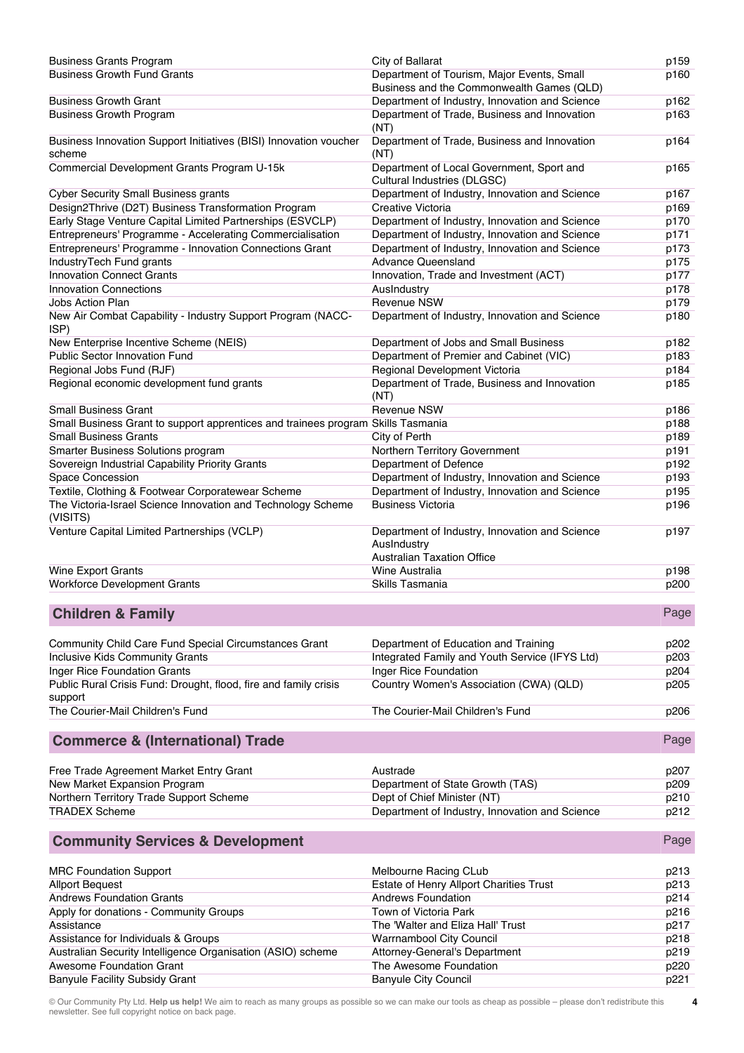| | | |
|---|---|---|
| Business Grants Program | City of Ballarat | p159 |
| Business Growth Fund Grants | Department of Tourism, Major Events, Small Business and the Commonwealth Games (QLD) | p160 |
| Business Growth Grant | Department of Industry, Innovation and Science | p162 |
| Business Growth Program | Department of Trade, Business and Innovation (NT) | p163 |
| Business Innovation Support Initiatives (BISI) Innovation voucher scheme | Department of Trade, Business and Innovation (NT) | p164 |
| Commercial Development Grants Program U-15k | Department of Local Government, Sport and Cultural Industries (DLGSC) | p165 |
| Cyber Security Small Business grants | Department of Industry, Innovation and Science | p167 |
| Design2Thrive (D2T) Business Transformation Program | Creative Victoria | p169 |
| Early Stage Venture Capital Limited Partnerships (ESVCLP) | Department of Industry, Innovation and Science | p170 |
| Entrepreneurs' Programme - Accelerating Commercialisation | Department of Industry, Innovation and Science | p171 |
| Entrepreneurs' Programme - Innovation Connections Grant | Department of Industry, Innovation and Science | p173 |
| IndustryTech Fund grants | Advance Queensland | p175 |
| Innovation Connect Grants | Innovation, Trade and Investment (ACT) | p177 |
| Innovation Connections | AusIndustry | p178 |
| Jobs Action Plan | Revenue NSW | p179 |
| New Air Combat Capability - Industry Support Program (NACC-ISP) | Department of Industry, Innovation and Science | p180 |
| New Enterprise Incentive Scheme (NEIS) | Department of Jobs and Small Business | p182 |
| Public Sector Innovation Fund | Department of Premier and Cabinet (VIC) | p183 |
| Regional Jobs Fund (RJF) | Regional Development Victoria | p184 |
| Regional economic development fund grants | Department of Trade, Business and Innovation (NT) | p185 |
| Small Business Grant | Revenue NSW | p186 |
| Small Business Grant to support apprentices and trainees program | Skills Tasmania | p188 |
| Small Business Grants | City of Perth | p189 |
| Smarter Business Solutions program | Northern Territory Government | p191 |
| Sovereign Industrial Capability Priority Grants | Department of Defence | p192 |
| Space Concession | Department of Industry, Innovation and Science | p193 |
| Textile, Clothing & Footwear Corporatewear Scheme | Department of Industry, Innovation and Science | p195 |
| The Victoria-Israel Science Innovation and Technology Scheme (VISITS) | Business Victoria | p196 |
| Venture Capital Limited Partnerships (VCLP) | Department of Industry, Innovation and Science<br>AusIndustry<br>Australian Taxation Office | p197 |
| Wine Export Grants | Wine Australia | p198 |
| Workforce Development Grants | Skills Tasmania | p200 |

## Children & Family

| | | Page |
|---|---|---|
| Community Child Care Fund Special Circumstances Grant | Department of Education and Training | p202 |
| Inclusive Kids Community Grants | Integrated Family and Youth Service (IFYS Ltd) | p203 |
| Inger Rice Foundation Grants | Inger Rice Foundation | p204 |
| Public Rural Crisis Fund: Drought, flood, fire and family crisis support | Country Women's Association (CWA) (QLD) | p205 |
| The Courier-Mail Children's Fund | The Courier-Mail Children's Fund | p206 |

## Commerce & (International) Trade

| | | Page |
|---|---|---|
| Free Trade Agreement Market Entry Grant | Austrade | p207 |
| New Market Expansion Program | Department of State Growth (TAS) | p209 |
| Northern Territory Trade Support Scheme | Dept of Chief Minister (NT) | p210 |
| TRADEX Scheme | Department of Industry, Innovation and Science | p212 |

## Community Services & Development

| | | Page |
|---|---|---|
| MRC Foundation Support | Melbourne Racing CLub | p213 |
| Allport Bequest | Estate of Henry Allport Charities Trust | p213 |
| Andrews Foundation Grants | Andrews Foundation | p214 |
| Apply for donations - Community Groups | Town of Victoria Park | p216 |
| Assistance | The 'Walter and Eliza Hall' Trust | p217 |
| Assistance for Individuals & Groups | Warrnambool City Council | p218 |
| Australian Security Intelligence Organisation (ASIO) scheme | Attorney-General's Department | p219 |
| Awesome Foundation Grant | The Awesome Foundation | p220 |
| Banyule Facility Subsidy Grant | Banyule City Council | p221 |

© Our Community Pty Ltd. **Help us help!** We aim to reach as many groups as possible so we can make our tools as cheap as possible – please don't redistribute this newsletter. See full copyright notice on back page.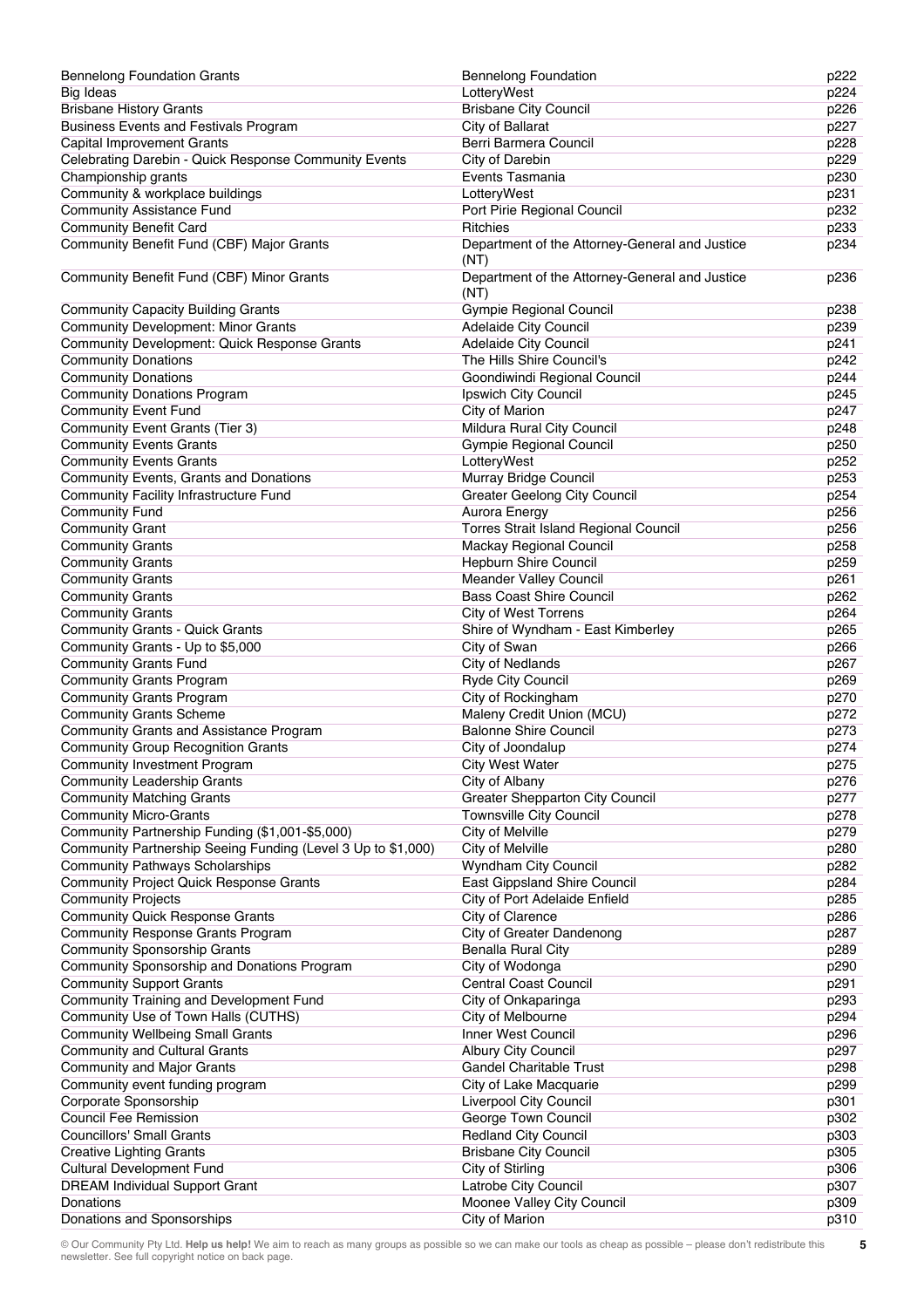| | | |
|---|---|---|
| Bennelong Foundation Grants | Bennelong Foundation | p222 |
| Big Ideas | LotteryWest | p224 |
| Brisbane History Grants | Brisbane City Council | p226 |
| Business Events and Festivals Program | City of Ballarat | p227 |
| Capital Improvement Grants | Berri Barmera Council | p228 |
| Celebrating Darebin - Quick Response Community Events | City of Darebin | p229 |
| Championship grants | Events Tasmania | p230 |
| Community & workplace buildings | LotteryWest | p231 |
| Community Assistance Fund | Port Pirie Regional Council | p232 |
| Community Benefit Card | Ritchies | p233 |
| Community Benefit Fund (CBF) Major Grants | Department of the Attorney-General and Justice (NT) | p234 |
| Community Benefit Fund (CBF) Minor Grants | Department of the Attorney-General and Justice (NT) | p236 |
| Community Capacity Building Grants | Gympie Regional Council | p238 |
| Community Development: Minor Grants | Adelaide City Council | p239 |
| Community Development: Quick Response Grants | Adelaide City Council | p241 |
| Community Donations | The Hills Shire Council's | p242 |
| Community Donations | Goondiwindi Regional Council | p244 |
| Community Donations Program | Ipswich City Council | p245 |
| Community Event Fund | City of Marion | p247 |
| Community Event Grants (Tier 3) | Mildura Rural City Council | p248 |
| Community Events Grants | Gympie Regional Council | p250 |
| Community Events Grants | LotteryWest | p252 |
| Community Events, Grants and Donations | Murray Bridge Council | p253 |
| Community Facility Infrastructure Fund | Greater Geelong City Council | p254 |
| Community Fund | Aurora Energy | p256 |
| Community Grant | Torres Strait Island Regional Council | p256 |
| Community Grants | Mackay Regional Council | p258 |
| Community Grants | Hepburn Shire Council | p259 |
| Community Grants | Meander Valley Council | p261 |
| Community Grants | Bass Coast Shire Council | p262 |
| Community Grants | City of West Torrens | p264 |
| Community Grants - Quick Grants | Shire of Wyndham - East Kimberley | p265 |
| Community Grants - Up to $5,000 | City of Swan | p266 |
| Community Grants Fund | City of Nedlands | p267 |
| Community Grants Program | Ryde City Council | p269 |
| Community Grants Program | City of Rockingham | p270 |
| Community Grants Scheme | Maleny Credit Union (MCU) | p272 |
| Community Grants and Assistance Program | Balonne Shire Council | p273 |
| Community Group Recognition Grants | City of Joondalup | p274 |
| Community Investment Program | City West Water | p275 |
| Community Leadership Grants | City of Albany | p276 |
| Community Matching Grants | Greater Shepparton City Council | p277 |
| Community Micro-Grants | Townsville City Council | p278 |
| Community Partnership Funding ($1,001-$5,000) | City of Melville | p279 |
| Community Partnership Seeing Funding (Level 3 Up to $1,000) | City of Melville | p280 |
| Community Pathways Scholarships | Wyndham City Council | p282 |
| Community Project Quick Response Grants | East Gippsland Shire Council | p284 |
| Community Projects | City of Port Adelaide Enfield | p285 |
| Community Quick Response Grants | City of Clarence | p286 |
| Community Response Grants Program | City of Greater Dandenong | p287 |
| Community Sponsorship Grants | Benalla Rural City | p289 |
| Community Sponsorship and Donations Program | City of Wodonga | p290 |
| Community Support Grants | Central Coast Council | p291 |
| Community Training and Development Fund | City of Onkaparinga | p293 |
| Community Use of Town Halls (CUTHS) | City of Melbourne | p294 |
| Community Wellbeing Small Grants | Inner West Council | p296 |
| Community and Cultural Grants | Albury City Council | p297 |
| Community and Major Grants | Gandel Charitable Trust | p298 |
| Community event funding program | City of Lake Macquarie | p299 |
| Corporate Sponsorship | Liverpool City Council | p301 |
| Council Fee Remission | George Town Council | p302 |
| Councillors' Small Grants | Redland City Council | p303 |
| Creative Lighting Grants | Brisbane City Council | p305 |
| Cultural Development Fund | City of Stirling | p306 |
| DREAM Individual Support Grant | Latrobe City Council | p307 |
| Donations | Moonee Valley City Council | p309 |
| Donations and Sponsorships | City of Marion | p310 |

© Our Community Pty Ltd. **Help us help!** We aim to reach as many groups as possible so we can make our tools as cheap as possible – please don't redistribute this newsletter. See full copyright notice on back page.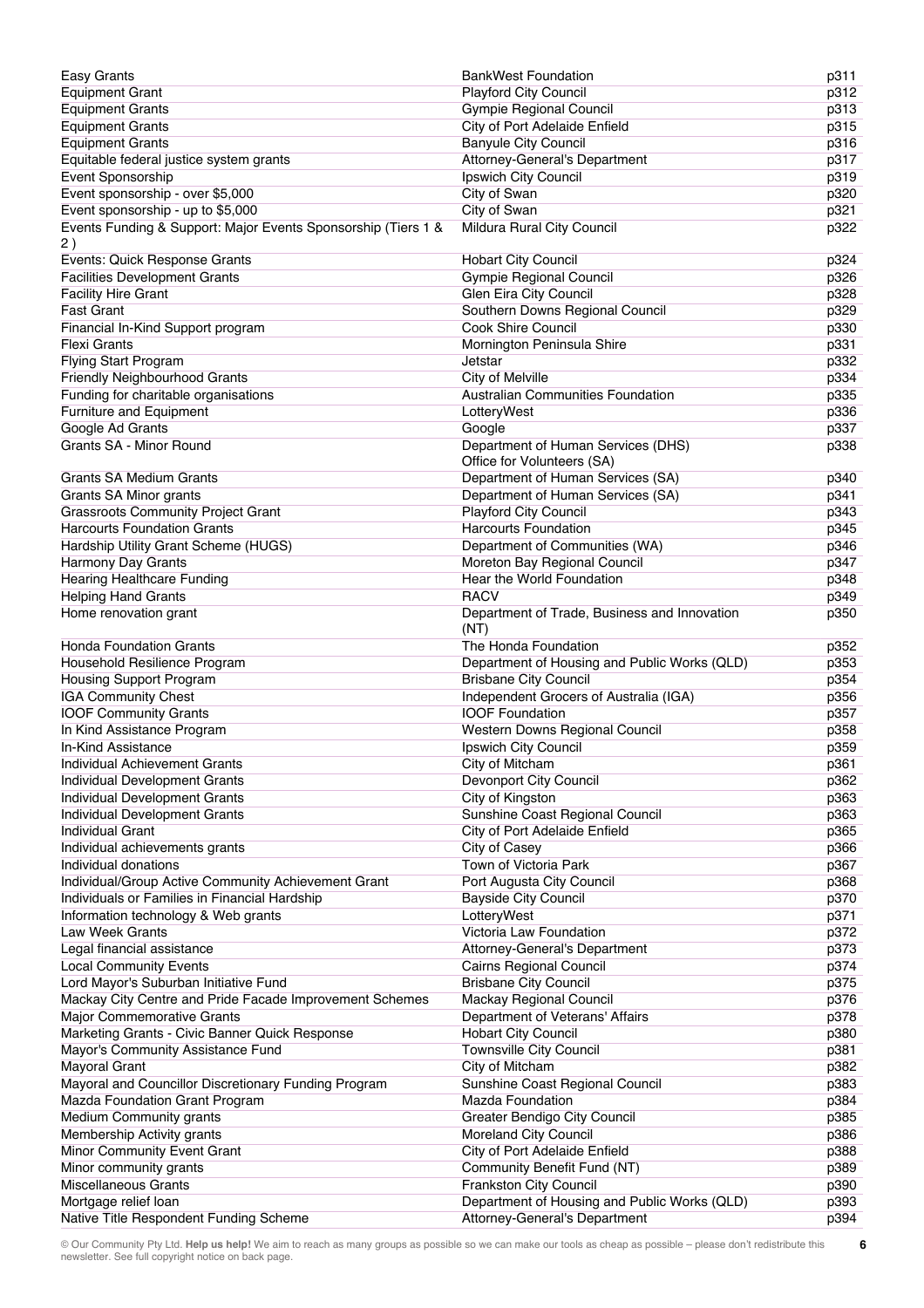| | | |
|---|---|---|
| Easy Grants | BankWest Foundation | p311 |
| Equipment Grant | Playford City Council | p312 |
| Equipment Grants | Gympie Regional Council | p313 |
| Equipment Grants | City of Port Adelaide Enfield | p315 |
| Equipment Grants | Banyule City Council | p316 |
| Equitable federal justice system grants | Attorney-General's Department | p317 |
| Event Sponsorship | Ipswich City Council | p319 |
| Event sponsorship - over $5,000 | City of Swan | p320 |
| Event sponsorship - up to $5,000 | City of Swan | p321 |
| Events Funding & Support: Major Events Sponsorship (Tiers 1 & 2 ) | Mildura Rural City Council | p322 |
| Events: Quick Response Grants | Hobart City Council | p324 |
| Facilities Development Grants | Gympie Regional Council | p326 |
| Facility Hire Grant | Glen Eira City Council | p328 |
| Fast Grant | Southern Downs Regional Council | p329 |
| Financial In-Kind Support program | Cook Shire Council | p330 |
| Flexi Grants | Mornington Peninsula Shire | p331 |
| Flying Start Program | Jetstar | p332 |
| Friendly Neighbourhood Grants | City of Melville | p334 |
| Funding for charitable organisations | Australian Communities Foundation | p335 |
| Furniture and Equipment | LotteryWest | p336 |
| Google Ad Grants | Google | p337 |
| Grants SA - Minor Round | Department of Human Services (DHS) Office for Volunteers (SA) | p338 |
| Grants SA Medium Grants | Department of Human Services (SA) | p340 |
| Grants SA Minor grants | Department of Human Services (SA) | p341 |
| Grassroots Community Project Grant | Playford City Council | p343 |
| Harcourts Foundation Grants | Harcourts Foundation | p345 |
| Hardship Utility Grant Scheme (HUGS) | Department of Communities (WA) | p346 |
| Harmony Day Grants | Moreton Bay Regional Council | p347 |
| Hearing Healthcare Funding | Hear the World Foundation | p348 |
| Helping Hand Grants | RACV | p349 |
| Home renovation grant | Department of Trade, Business and Innovation (NT) | p350 |
| Honda Foundation Grants | The Honda Foundation | p352 |
| Household Resilience Program | Department of Housing and Public Works (QLD) | p353 |
| Housing Support Program | Brisbane City Council | p354 |
| IGA Community Chest | Independent Grocers of Australia (IGA) | p356 |
| IOOF Community Grants | IOOF Foundation | p357 |
| In Kind Assistance Program | Western Downs Regional Council | p358 |
| In-Kind Assistance | Ipswich City Council | p359 |
| Individual Achievement Grants | City of Mitcham | p361 |
| Individual Development Grants | Devonport City Council | p362 |
| Individual Development Grants | City of Kingston | p363 |
| Individual Development Grants | Sunshine Coast Regional Council | p363 |
| Individual Grant | City of Port Adelaide Enfield | p365 |
| Individual achievements grants | City of Casey | p366 |
| Individual donations | Town of Victoria Park | p367 |
| Individual/Group Active Community Achievement Grant | Port Augusta City Council | p368 |
| Individuals or Families in Financial Hardship | Bayside City Council | p370 |
| Information technology & Web grants | LotteryWest | p371 |
| Law Week Grants | Victoria Law Foundation | p372 |
| Legal financial assistance | Attorney-General's Department | p373 |
| Local Community Events | Cairns Regional Council | p374 |
| Lord Mayor's Suburban Initiative Fund | Brisbane City Council | p375 |
| Mackay City Centre and Pride Facade Improvement Schemes | Mackay Regional Council | p376 |
| Major Commemorative Grants | Department of Veterans' Affairs | p378 |
| Marketing Grants - Civic Banner Quick Response | Hobart City Council | p380 |
| Mayor's Community Assistance Fund | Townsville City Council | p381 |
| Mayoral Grant | City of Mitcham | p382 |
| Mayoral and Councillor Discretionary Funding Program | Sunshine Coast Regional Council | p383 |
| Mazda Foundation Grant Program | Mazda Foundation | p384 |
| Medium Community grants | Greater Bendigo City Council | p385 |
| Membership Activity grants | Moreland City Council | p386 |
| Minor Community Event Grant | City of Port Adelaide Enfield | p388 |
| Minor community grants | Community Benefit Fund (NT) | p389 |
| Miscellaneous Grants | Frankston City Council | p390 |
| Mortgage relief loan | Department of Housing and Public Works (QLD) | p393 |
| Native Title Respondent Funding Scheme | Attorney-General's Department | p394 |

© Our Community Pty Ltd. **Help us help!** We aim to reach as many groups as possible so we can make our tools as cheap as possible – please don't redistribute this newsletter. See full copyright notice on back page.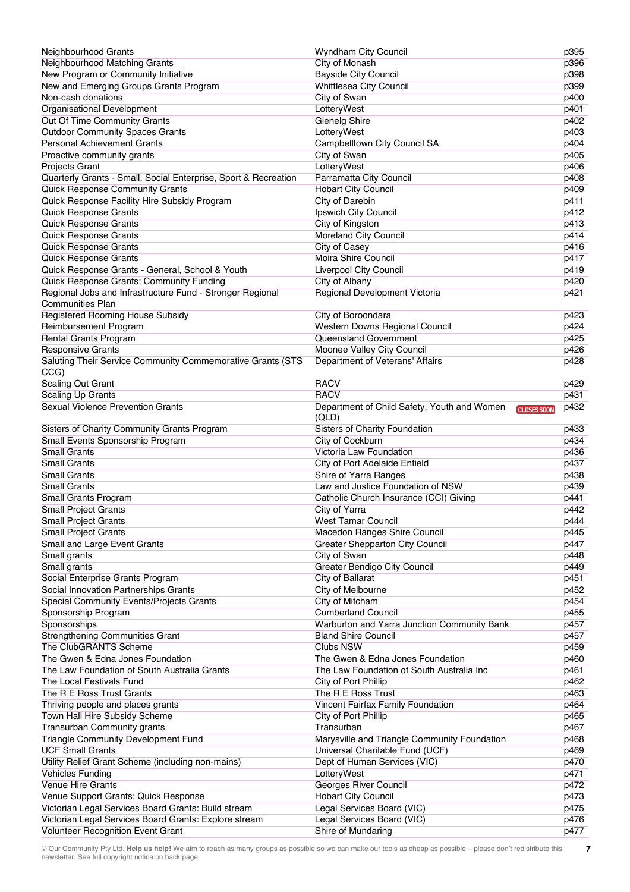| | | |
|---|---|---|
| Neighbourhood Grants | Wyndham City Council | p395 |
| Neighbourhood Matching Grants | City of Monash | p396 |
| New Program or Community Initiative | Bayside City Council | p398 |
| New and Emerging Groups Grants Program | Whittlesea City Council | p399 |
| Non-cash donations | City of Swan | p400 |
| Organisational Development | LotteryWest | p401 |
| Out Of Time Community Grants | Glenelg Shire | p402 |
| Outdoor Community Spaces Grants | LotteryWest | p403 |
| Personal Achievement Grants | Campbelltown City Council SA | p404 |
| Proactive community grants | City of Swan | p405 |
| Projects Grant | LotteryWest | p406 |
| Quarterly Grants - Small, Social Enterprise, Sport & Recreation | Parramatta City Council | p408 |
| Quick Response Community Grants | Hobart City Council | p409 |
| Quick Response Facility Hire Subsidy Program | City of Darebin | p411 |
| Quick Response Grants | Ipswich City Council | p412 |
| Quick Response Grants | City of Kingston | p413 |
| Quick Response Grants | Moreland City Council | p414 |
| Quick Response Grants | City of Casey | p416 |
| Quick Response Grants | Moira Shire Council | p417 |
| Quick Response Grants - General, School & Youth | Liverpool City Council | p419 |
| Quick Response Grants: Community Funding | City of Albany | p420 |
| Regional Jobs and Infrastructure Fund - Stronger Regional Communities Plan | Regional Development Victoria | p421 |
| Registered Rooming House Subsidy | City of Boroondara | p423 |
| Reimbursement Program | Western Downs Regional Council | p424 |
| Rental Grants Program | Queensland Government | p425 |
| Responsive Grants | Moonee Valley City Council | p426 |
| Saluting Their Service Community Commemorative Grants (STS CCG) | Department of Veterans' Affairs | p428 |
| Scaling Out Grant | RACV | p429 |
| Scaling Up Grants | RACV | p431 |
| Sexual Violence Prevention Grants | Department of Child Safety, Youth and Women (QLD) CLOSES SOON | p432 |
| Sisters of Charity Community Grants Program | Sisters of Charity Foundation | p433 |
| Small Events Sponsorship Program | City of Cockburn | p434 |
| Small Grants | Victoria Law Foundation | p436 |
| Small Grants | City of Port Adelaide Enfield | p437 |
| Small Grants | Shire of Yarra Ranges | p438 |
| Small Grants | Law and Justice Foundation of NSW | p439 |
| Small Grants Program | Catholic Church Insurance (CCI) Giving | p441 |
| Small Project Grants | City of Yarra | p442 |
| Small Project Grants | West Tamar Council | p444 |
| Small Project Grants | Macedon Ranges Shire Council | p445 |
| Small and Large Event Grants | Greater Shepparton City Council | p447 |
| Small grants | City of Swan | p448 |
| Small grants | Greater Bendigo City Council | p449 |
| Social Enterprise Grants Program | City of Ballarat | p451 |
| Social Innovation Partnerships Grants | City of Melbourne | p452 |
| Special Community Events/Projects Grants | City of Mitcham | p454 |
| Sponsorship Program | Cumberland Council | p455 |
| Sponsorships | Warburton and Yarra Junction Community Bank | p457 |
| Strengthening Communities Grant | Bland Shire Council | p457 |
| The ClubGRANTS Scheme | Clubs NSW | p459 |
| The Gwen & Edna Jones Foundation | The Gwen & Edna Jones Foundation | p460 |
| The Law Foundation of South Australia Grants | The Law Foundation of South Australia Inc | p461 |
| The Local Festivals Fund | City of Port Phillip | p462 |
| The R E Ross Trust Grants | The R E Ross Trust | p463 |
| Thriving people and places grants | Vincent Fairfax Family Foundation | p464 |
| Town Hall Hire Subsidy Scheme | City of Port Phillip | p465 |
| Transurban Community grants | Transurban | p467 |
| Triangle Community Development Fund | Marysville and Triangle Community Foundation | p468 |
| UCF Small Grants | Universal Charitable Fund (UCF) | p469 |
| Utility Relief Grant Scheme (including non-mains) | Dept of Human Services (VIC) | p470 |
| Vehicles Funding | LotteryWest | p471 |
| Venue Hire Grants | Georges River Council | p472 |
| Venue Support Grants: Quick Response | Hobart City Council | p473 |
| Victorian Legal Services Board Grants: Build stream | Legal Services Board (VIC) | p475 |
| Victorian Legal Services Board Grants: Explore stream | Legal Services Board (VIC) | p476 |
| Volunteer Recognition Event Grant | Shire of Mundaring | p477 |

© Our Community Pty Ltd. **Help us help!** We aim to reach as many groups as possible so we can make our tools as cheap as possible – please don't redistribute this newsletter. See full copyright notice on back page.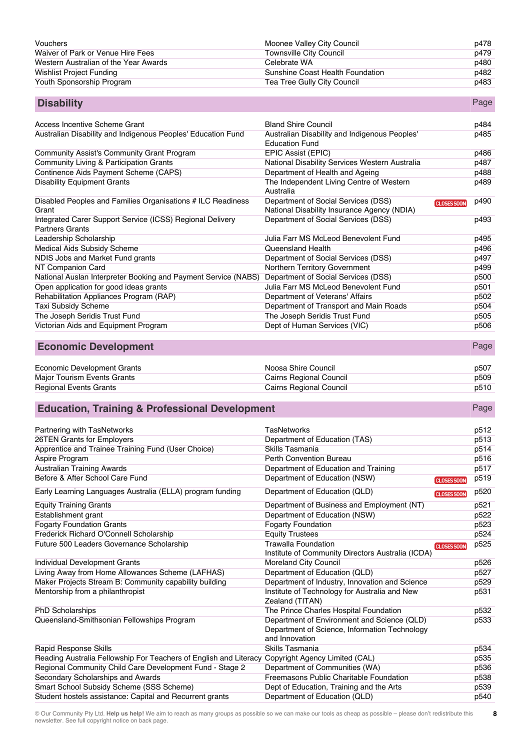| | | |
|---|---|---|
| Vouchers | Moonee Valley City Council | p478 |
| Waiver of Park or Venue Hire Fees | Townsville City Council | p479 |
| Western Australian of the Year Awards | Celebrate WA | p480 |
| Wishlist Project Funding | Sunshine Coast Health Foundation | p482 |
| Youth Sponsorship Program | Tea Tree Gully City Council | p483 |

## Disability

| | | | Page |
|---|---|---|---|
| Access Incentive Scheme Grant | Bland Shire Council | | p484 |
| Australian Disability and Indigenous Peoples' Education Fund | Australian Disability and Indigenous Peoples' Education Fund | | p485 |
| Community Assist's Community Grant Program | EPIC Assist (EPIC) | | p486 |
| Community Living & Participation Grants | National Disability Services Western Australia | | p487 |
| Continence Aids Payment Scheme (CAPS) | Department of Health and Ageing | | p488 |
| Disability Equipment Grants | The Independent Living Centre of Western Australia | | p489 |
| Disabled Peoples and Families Organisations # ILC Readiness Grant | Department of Social Services (DSS) National Disability Insurance Agency (NDIA) | CLOSES SOON | p490 |
| Integrated Carer Support Service (ICSS) Regional Delivery Partners Grants | Department of Social Services (DSS) | | p493 |
| Leadership Scholarship | Julia Farr MS McLeod Benevolent Fund | | p495 |
| Medical Aids Subsidy Scheme | Queensland Health | | p496 |
| NDIS Jobs and Market Fund grants | Department of Social Services (DSS) | | p497 |
| NT Companion Card | Northern Territory Government | | p499 |
| National Auslan Interpreter Booking and Payment Service (NABS) | Department of Social Services (DSS) | | p500 |
| Open application for good ideas grants | Julia Farr MS McLeod Benevolent Fund | | p501 |
| Rehabilitation Appliances Program (RAP) | Department of Veterans' Affairs | | p502 |
| Taxi Subsidy Scheme | Department of Transport and Main Roads | | p504 |
| The Joseph Seridis Trust Fund | The Joseph Seridis Trust Fund | | p505 |
| Victorian Aids and Equipment Program | Dept of Human Services (VIC) | | p506 |

## Economic Development

| | | | Page |
|---|---|---|---|
| Economic Development Grants | Noosa Shire Council | | p507 |
| Major Tourism Events Grants | Cairns Regional Council | | p509 |
| Regional Events Grants | Cairns Regional Council | | p510 |

## Education, Training & Professional Development

| | | | Page |
|---|---|---|---|
| Partnering with TasNetworks | TasNetworks | | p512 |
| 26TEN Grants for Employers | Department of Education (TAS) | | p513 |
| Apprentice and Trainee Training Fund (User Choice) | Skills Tasmania | | p514 |
| Aspire Program | Perth Convention Bureau | | p516 |
| Australian Training Awards | Department of Education and Training | | p517 |
| Before & After School Care Fund | Department of Education (NSW) | CLOSES SOON | p519 |
| Early Learning Languages Australia (ELLA) program funding | Department of Education (QLD) | CLOSES SOON | p520 |
| Equity Training Grants | Department of Business and Employment (NT) | | p521 |
| Establishment grant | Department of Education (NSW) | | p522 |
| Fogarty Foundation Grants | Fogarty Foundation | | p523 |
| Frederick Richard O'Connell Scholarship | Equity Trustees | | p524 |
| Future 500 Leaders Governance Scholarship | Trawalla Foundation Institute of Community Directors Australia (ICDA) | CLOSES SOON | p525 |
| Individual Development Grants | Moreland City Council | | p526 |
| Living Away from Home Allowances Scheme (LAFHAS) | Department of Education (QLD) | | p527 |
| Maker Projects Stream B: Community capability building | Department of Industry, Innovation and Science | | p529 |
| Mentorship from a philanthropist | Institute of Technology for Australia and New Zealand (TITAN) | | p531 |
| PhD Scholarships | The Prince Charles Hospital Foundation | | p532 |
| Queensland-Smithsonian Fellowships Program | Department of Environment and Science (QLD) Department of Science, Information Technology and Innovation | | p533 |
| Rapid Response Skills | Skills Tasmania | | p534 |
| Reading Australia Fellowship For Teachers of English and Literacy | Copyright Agency Limited (CAL) | | p535 |
| Regional Community Child Care Development Fund - Stage 2 | Department of Communities (WA) | | p536 |
| Secondary Scholarships and Awards | Freemasons Public Charitable Foundation | | p538 |
| Smart School Subsidy Scheme (SSS Scheme) | Dept of Education, Training and the Arts | | p539 |
| Student hostels assistance: Capital and Recurrent grants | Department of Education (QLD) | | p540 |

© Our Community Pty Ltd. **Help us help!** We aim to reach as many groups as possible so we can make our tools as cheap as possible – please don't redistribute this newsletter. See full copyright notice on back page.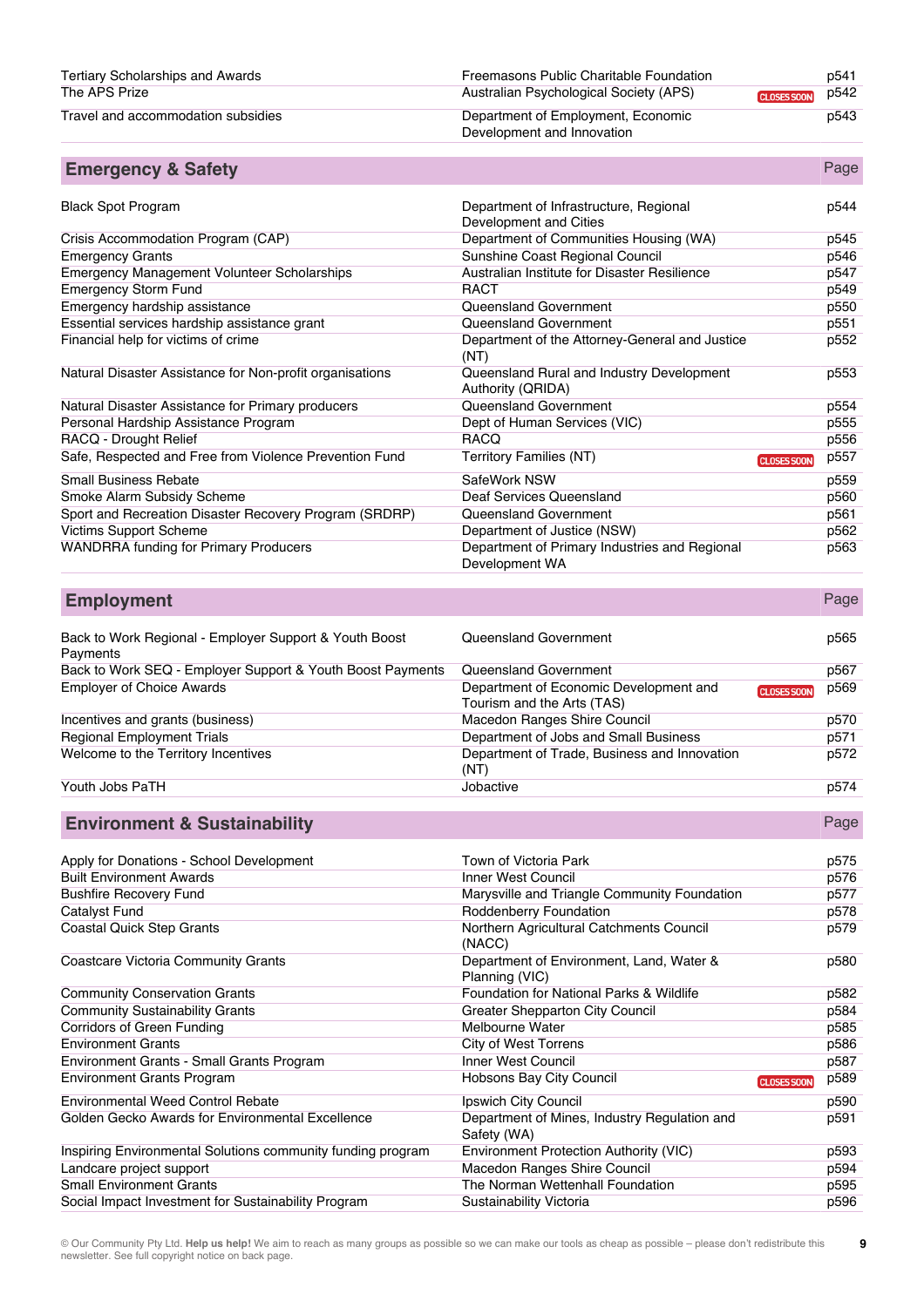| | | | |
|---|---|---|---|
| Tertiary Scholarships and Awards | Freemasons Public Charitable Foundation | | p541 |
| The APS Prize | Australian Psychological Society (APS) | CLOSES SOON | p542 |
| Travel and accommodation subsidies | Department of Employment, Economic Development and Innovation | | p543 |

## Emergency & Safety

| | | | Page |
|---|---|---|---|
| Black Spot Program | Department of Infrastructure, Regional Development and Cities | | p544 |
| Crisis Accommodation Program (CAP) | Department of Communities Housing (WA) | | p545 |
| Emergency Grants | Sunshine Coast Regional Council | | p546 |
| Emergency Management Volunteer Scholarships | Australian Institute for Disaster Resilience | | p547 |
| Emergency Storm Fund | RACT | | p549 |
| Emergency hardship assistance | Queensland Government | | p550 |
| Essential services hardship assistance grant | Queensland Government | | p551 |
| Financial help for victims of crime | Department of the Attorney-General and Justice (NT) | | p552 |
| Natural Disaster Assistance for Non-profit organisations | Queensland Rural and Industry Development Authority (QRIDA) | | p553 |
| Natural Disaster Assistance for Primary producers | Queensland Government | | p554 |
| Personal Hardship Assistance Program | Dept of Human Services (VIC) | | p555 |
| RACQ - Drought Relief | RACQ | | p556 |
| Safe, Respected and Free from Violence Prevention Fund | Territory Families (NT) | CLOSES SOON | p557 |
| Small Business Rebate | SafeWork NSW | | p559 |
| Smoke Alarm Subsidy Scheme | Deaf Services Queensland | | p560 |
| Sport and Recreation Disaster Recovery Program (SRDRP) | Queensland Government | | p561 |
| Victims Support Scheme | Department of Justice (NSW) | | p562 |
| WANDRRA funding for Primary Producers | Department of Primary Industries and Regional Development WA | | p563 |

## Employment

| | | | Page |
|---|---|---|---|
| Back to Work Regional - Employer Support & Youth Boost Payments | Queensland Government | | p565 |
| Back to Work SEQ - Employer Support & Youth Boost Payments | Queensland Government | | p567 |
| Employer of Choice Awards | Department of Economic Development and Tourism and the Arts (TAS) | CLOSES SOON | p569 |
| Incentives and grants (business) | Macedon Ranges Shire Council | | p570 |
| Regional Employment Trials | Department of Jobs and Small Business | | p571 |
| Welcome to the Territory Incentives | Department of Trade, Business and Innovation (NT) | | p572 |
| Youth Jobs PaTH | Jobactive | | p574 |

## Environment & Sustainability

| | | | Page |
|---|---|---|---|
| Apply for Donations - School Development | Town of Victoria Park | | p575 |
| Built Environment Awards | Inner West Council | | p576 |
| Bushfire Recovery Fund | Marysville and Triangle Community Foundation | | p577 |
| Catalyst Fund | Roddenberry Foundation | | p578 |
| Coastal Quick Step Grants | Northern Agricultural Catchments Council (NACC) | | p579 |
| Coastcare Victoria Community Grants | Department of Environment, Land, Water & Planning (VIC) | | p580 |
| Community Conservation Grants | Foundation for National Parks & Wildlife | | p582 |
| Community Sustainability Grants | Greater Shepparton City Council | | p584 |
| Corridors of Green Funding | Melbourne Water | | p585 |
| Environment Grants | City of West Torrens | | p586 |
| Environment Grants - Small Grants Program | Inner West Council | | p587 |
| Environment Grants Program | Hobsons Bay City Council | CLOSES SOON | p589 |
| Environmental Weed Control Rebate | Ipswich City Council | | p590 |
| Golden Gecko Awards for Environmental Excellence | Department of Mines, Industry Regulation and Safety (WA) | | p591 |
| Inspiring Environmental Solutions community funding program | Environment Protection Authority (VIC) | | p593 |
| Landcare project support | Macedon Ranges Shire Council | | p594 |
| Small Environment Grants | The Norman Wettenhall Foundation | | p595 |
| Social Impact Investment for Sustainability Program | Sustainability Victoria | | p596 |

© Our Community Pty Ltd. **Help us help!** We aim to reach as many groups as possible so we can make our tools as cheap as possible – please don't redistribute this newsletter. See full copyright notice on back page.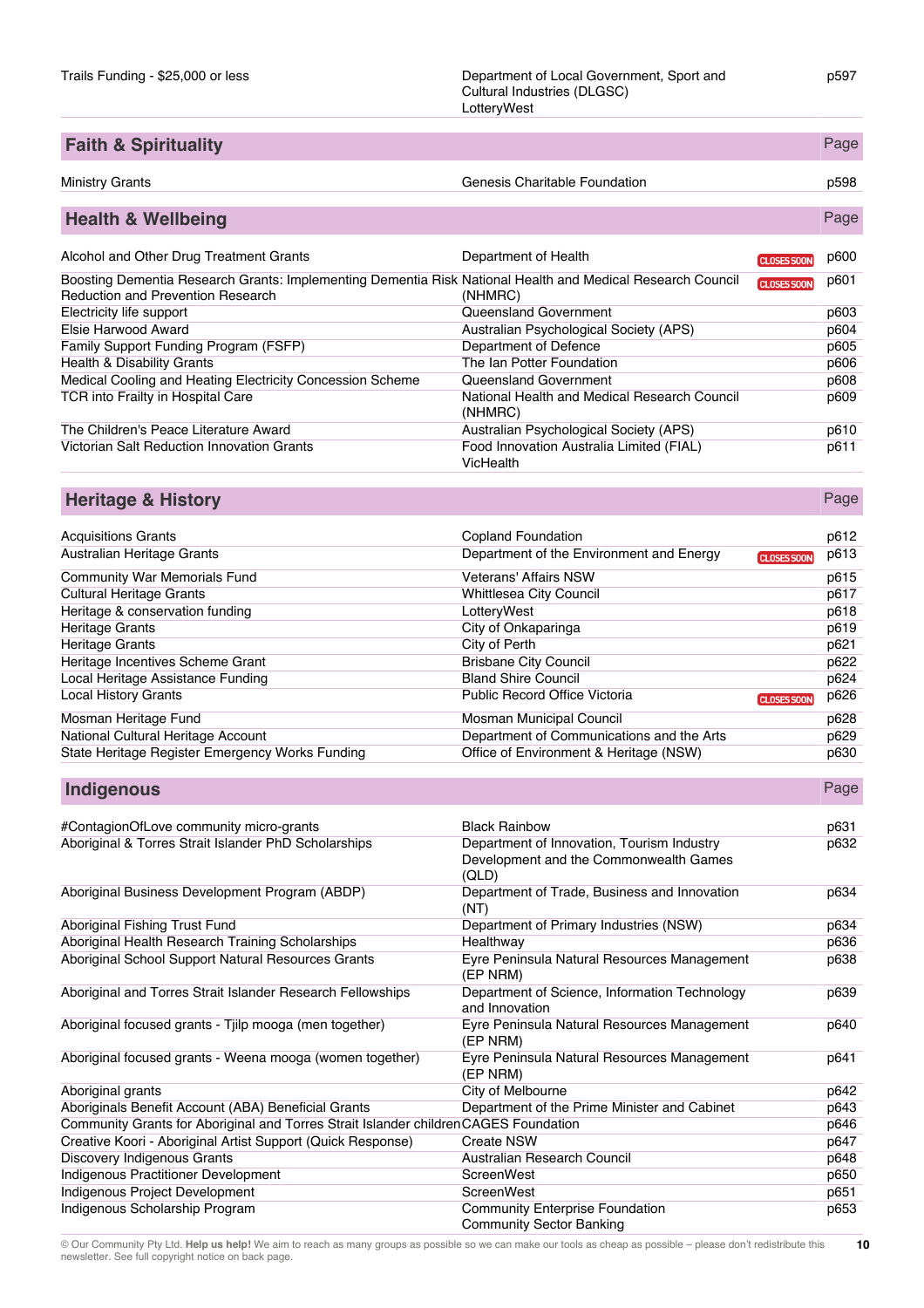| | | | |
|---|---|---|---|
| Trails Funding - $25,000 or less | Department of Local Government, Sport and Cultural Industries (DLGSC) LotteryWest | | p597 |

## Faith & Spirituality

| | | | Page |
|---|---|---|---|
| Ministry Grants | Genesis Charitable Foundation | | p598 |

## Health & Wellbeing

| | | | Page |
|---|---|---|---|
| Alcohol and Other Drug Treatment Grants | Department of Health | CLOSES SOON | p600 |
| Boosting Dementia Research Grants: Implementing Dementia Risk Reduction and Prevention Research | National Health and Medical Research Council (NHMRC) | CLOSES SOON | p601 |
| Electricity life support | Queensland Government | | p603 |
| Elsie Harwood Award | Australian Psychological Society (APS) | | p604 |
| Family Support Funding Program (FSFP) | Department of Defence | | p605 |
| Health & Disability Grants | The Ian Potter Foundation | | p606 |
| Medical Cooling and Heating Electricity Concession Scheme | Queensland Government | | p608 |
| TCR into Frailty in Hospital Care | National Health and Medical Research Council (NHMRC) | | p609 |
| The Children's Peace Literature Award | Australian Psychological Society (APS) | | p610 |
| Victorian Salt Reduction Innovation Grants | Food Innovation Australia Limited (FIAL) VicHealth | | p611 |

## Heritage & History

| | | | Page |
|---|---|---|---|
| Acquisitions Grants | Copland Foundation | | p612 |
| Australian Heritage Grants | Department of the Environment and Energy | CLOSES SOON | p613 |
| Community War Memorials Fund | Veterans' Affairs NSW | | p615 |
| Cultural Heritage Grants | Whittlesea City Council | | p617 |
| Heritage & conservation funding | LotteryWest | | p618 |
| Heritage Grants | City of Onkaparinga | | p619 |
| Heritage Grants | City of Perth | | p621 |
| Heritage Incentives Scheme Grant | Brisbane City Council | | p622 |
| Local Heritage Assistance Funding | Bland Shire Council | | p624 |
| Local History Grants | Public Record Office Victoria | CLOSES SOON | p626 |
| Mosman Heritage Fund | Mosman Municipal Council | | p628 |
| National Cultural Heritage Account | Department of Communications and the Arts | | p629 |
| State Heritage Register Emergency Works Funding | Office of Environment & Heritage (NSW) | | p630 |

## Indigenous

| | | | Page |
|---|---|---|---|
| #ContagionOfLove community micro-grants | Black Rainbow | | p631 |
| Aboriginal & Torres Strait Islander PhD Scholarships | Department of Innovation, Tourism Industry Development and the Commonwealth Games (QLD) | | p632 |
| Aboriginal Business Development Program (ABDP) | Department of Trade, Business and Innovation (NT) | | p634 |
| Aboriginal Fishing Trust Fund | Department of Primary Industries (NSW) | | p634 |
| Aboriginal Health Research Training Scholarships | Healthway | | p636 |
| Aboriginal School Support Natural Resources Grants | Eyre Peninsula Natural Resources Management (EP NRM) | | p638 |
| Aboriginal and Torres Strait Islander Research Fellowships | Department of Science, Information Technology and Innovation | | p639 |
| Aboriginal focused grants - Tjilp mooga (men together) | Eyre Peninsula Natural Resources Management (EP NRM) | | p640 |
| Aboriginal focused grants - Weena mooga (women together) | Eyre Peninsula Natural Resources Management (EP NRM) | | p641 |
| Aboriginal grants | City of Melbourne | | p642 |
| Aboriginals Benefit Account (ABA) Beneficial Grants | Department of the Prime Minister and Cabinet | | p643 |
| Community Grants for Aboriginal and Torres Strait Islander children | CAGES Foundation | | p646 |
| Creative Koori - Aboriginal Artist Support (Quick Response) | Create NSW | | p647 |
| Discovery Indigenous Grants | Australian Research Council | | p648 |
| Indigenous Practitioner Development | ScreenWest | | p650 |
| Indigenous Project Development | ScreenWest | | p651 |
| Indigenous Scholarship Program | Community Enterprise Foundation Community Sector Banking | | p653 |

© Our Community Pty Ltd. **Help us help!** We aim to reach as many groups as possible so we can make our tools as cheap as possible – please don't redistribute this newsletter. See full copyright notice on back page.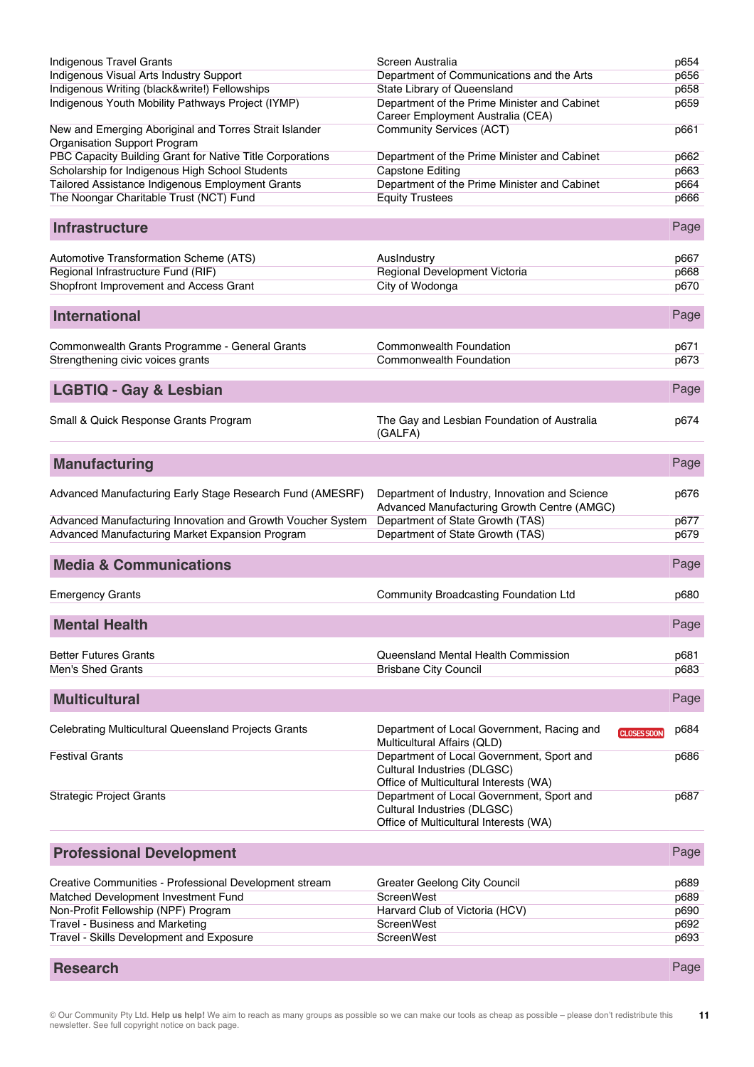| | | |
|---|---|---|
| Indigenous Travel Grants | Screen Australia | p654 |
| Indigenous Visual Arts Industry Support | Department of Communications and the Arts | p656 |
| Indigenous Writing (black&write!) Fellowships | State Library of Queensland | p658 |
| Indigenous Youth Mobility Pathways Project (IYMP) | Department of the Prime Minister and Cabinet Career Employment Australia (CEA) | p659 |
| New and Emerging Aboriginal and Torres Strait Islander Organisation Support Program | Community Services (ACT) | p661 |
| PBC Capacity Building Grant for Native Title Corporations | Department of the Prime Minister and Cabinet | p662 |
| Scholarship for Indigenous High School Students | Capstone Editing | p663 |
| Tailored Assistance Indigenous Employment Grants | Department of the Prime Minister and Cabinet | p664 |
| The Noongar Charitable Trust (NCT) Fund | Equity Trustees | p666 |

## Infrastructure

| | | Page |
|---|---|---|
| Automotive Transformation Scheme (ATS) | AusIndustry | p667 |
| Regional Infrastructure Fund (RIF) | Regional Development Victoria | p668 |
| Shopfront Improvement and Access Grant | City of Wodonga | p670 |

## International

| | | Page |
|---|---|---|
| Commonwealth Grants Programme - General Grants | Commonwealth Foundation | p671 |
| Strengthening civic voices grants | Commonwealth Foundation | p673 |

## LGBTIQ - Gay & Lesbian

| | | Page |
|---|---|---|
| Small & Quick Response Grants Program | The Gay and Lesbian Foundation of Australia (GALFA) | p674 |

## Manufacturing

| | | Page |
|---|---|---|
| Advanced Manufacturing Early Stage Research Fund (AMESRF) | Department of Industry, Innovation and Science Advanced Manufacturing Growth Centre (AMGC) | p676 |
| Advanced Manufacturing Innovation and Growth Voucher System | Department of State Growth (TAS) | p677 |
| Advanced Manufacturing Market Expansion Program | Department of State Growth (TAS) | p679 |

## Media & Communications

| | | Page |
|---|---|---|
| Emergency Grants | Community Broadcasting Foundation Ltd | p680 |

## Mental Health

| | | Page |
|---|---|---|
| Better Futures Grants | Queensland Mental Health Commission | p681 |
| Men's Shed Grants | Brisbane City Council | p683 |

## Multicultural

| | | Page |
|---|---|---|
| Celebrating Multicultural Queensland Projects Grants | Department of Local Government, Racing and Multicultural Affairs (QLD) CLOSES SOON | p684 |
| Festival Grants | Department of Local Government, Sport and Cultural Industries (DLGSC) Office of Multicultural Interests (WA) | p686 |
| Strategic Project Grants | Department of Local Government, Sport and Cultural Industries (DLGSC) Office of Multicultural Interests (WA) | p687 |

## Professional Development

| | | Page |
|---|---|---|
| Creative Communities - Professional Development stream | Greater Geelong City Council | p689 |
| Matched Development Investment Fund | ScreenWest | p689 |
| Non-Profit Fellowship (NPF) Program | Harvard Club of Victoria (HCV) | p690 |
| Travel - Business and Marketing | ScreenWest | p692 |
| Travel - Skills Development and Exposure | ScreenWest | p693 |

## Research

| | | Page |
|---|---|---|

© Our Community Pty Ltd. **Help us help!** We aim to reach as many groups as possible so we can make our tools as cheap as possible – please don't redistribute this newsletter. See full copyright notice on back page.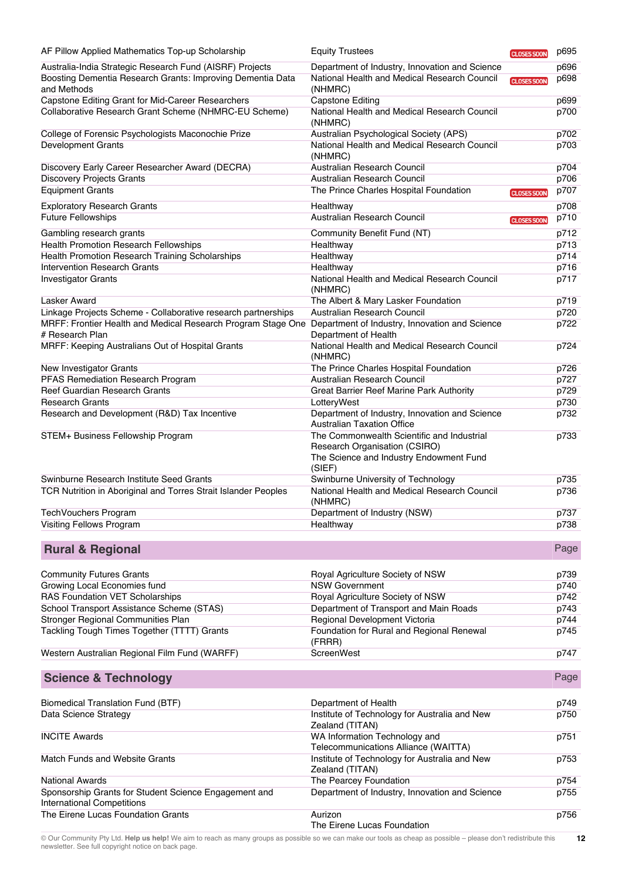| | | | |
|---|---|---|---|
| AF Pillow Applied Mathematics Top-up Scholarship | Equity Trustees | CLOSES SOON | p695 |
| Australia-India Strategic Research Fund (AISRF) Projects | Department of Industry, Innovation and Science | | p696 |
| Boosting Dementia Research Grants: Improving Dementia Data and Methods | National Health and Medical Research Council (NHMRC) | CLOSES SOON | p698 |
| Capstone Editing Grant for Mid-Career Researchers | Capstone Editing | | p699 |
| Collaborative Research Grant Scheme (NHMRC-EU Scheme) | National Health and Medical Research Council (NHMRC) | | p700 |
| College of Forensic Psychologists Maconochie Prize | Australian Psychological Society (APS) | | p702 |
| Development Grants | National Health and Medical Research Council (NHMRC) | | p703 |
| Discovery Early Career Researcher Award (DECRA) | Australian Research Council | | p704 |
| Discovery Projects Grants | Australian Research Council | | p706 |
| Equipment Grants | The Prince Charles Hospital Foundation | CLOSES SOON | p707 |
| Exploratory Research Grants | Healthway | | p708 |
| Future Fellowships | Australian Research Council | CLOSES SOON | p710 |
| Gambling research grants | Community Benefit Fund (NT) | | p712 |
| Health Promotion Research Fellowships | Healthway | | p713 |
| Health Promotion Research Training Scholarships | Healthway | | p714 |
| Intervention Research Grants | Healthway | | p716 |
| Investigator Grants | National Health and Medical Research Council (NHMRC) | | p717 |
| Lasker Award | The Albert & Mary Lasker Foundation | | p719 |
| Linkage Projects Scheme - Collaborative research partnerships | Australian Research Council | | p720 |
| MRFF: Frontier Health and Medical Research Program Stage One # Research Plan | Department of Industry, Innovation and Science Department of Health | | p722 |
| MRFF: Keeping Australians Out of Hospital Grants | National Health and Medical Research Council (NHMRC) | | p724 |
| New Investigator Grants | The Prince Charles Hospital Foundation | | p726 |
| PFAS Remediation Research Program | Australian Research Council | | p727 |
| Reef Guardian Research Grants | Great Barrier Reef Marine Park Authority | | p729 |
| Research Grants | LotteryWest | | p730 |
| Research and Development (R&D) Tax Incentive | Department of Industry, Innovation and Science Australian Taxation Office | | p732 |
| STEM+ Business Fellowship Program | The Commonwealth Scientific and Industrial Research Organisation (CSIRO) The Science and Industry Endowment Fund (SIEF) | | p733 |
| Swinburne Research Institute Seed Grants | Swinburne University of Technology | | p735 |
| TCR Nutrition in Aboriginal and Torres Strait Islander Peoples | National Health and Medical Research Council (NHMRC) | | p736 |
| TechVouchers Program | Department of Industry (NSW) | | p737 |
| Visiting Fellows Program | Healthway | | p738 |

## Rural & Regional

| | | Page |
|---|---|---|
| Community Futures Grants | Royal Agriculture Society of NSW | p739 |
| Growing Local Economies fund | NSW Government | p740 |
| RAS Foundation VET Scholarships | Royal Agriculture Society of NSW | p742 |
| School Transport Assistance Scheme (STAS) | Department of Transport and Main Roads | p743 |
| Stronger Regional Communities Plan | Regional Development Victoria | p744 |
| Tackling Tough Times Together (TTTT) Grants | Foundation for Rural and Regional Renewal (FRRR) | p745 |
| Western Australian Regional Film Fund (WARFF) | ScreenWest | p747 |

## Science & Technology

| | | Page |
|---|---|---|
| Biomedical Translation Fund (BTF) | Department of Health | p749 |
| Data Science Strategy | Institute of Technology for Australia and New Zealand (TITAN) | p750 |
| INCITE Awards | WA Information Technology and Telecommunications Alliance (WAITTA) | p751 |
| Match Funds and Website Grants | Institute of Technology for Australia and New Zealand (TITAN) | p753 |
| National Awards | The Pearcey Foundation | p754 |
| Sponsorship Grants for Student Science Engagement and International Competitions | Department of Industry, Innovation and Science | p755 |
| The Eirene Lucas Foundation Grants | Aurizon The Eirene Lucas Foundation | p756 |

© Our Community Pty Ltd. **Help us help!** We aim to reach as many groups as possible so we can make our tools as cheap as possible – please don't redistribute this newsletter. See full copyright notice on back page.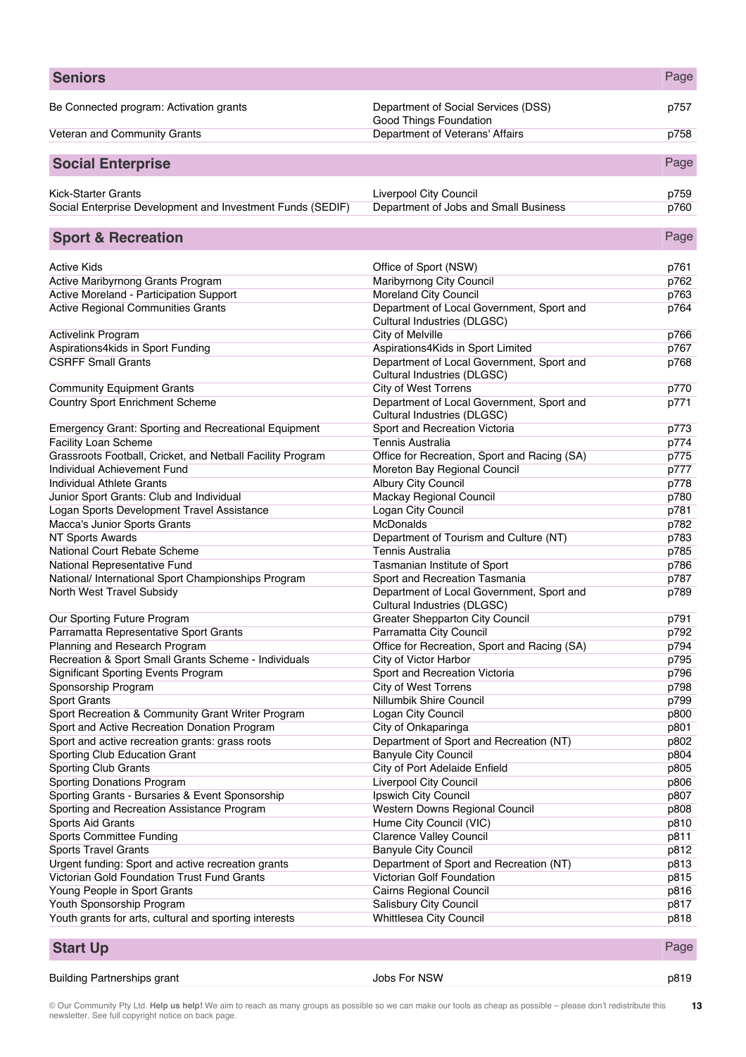## Seniors

| Grant | Provider | Page |
|---|---|---|
| Be Connected program: Activation grants | Department of Social Services (DSS) Good Things Foundation | p757 |
| Veteran and Community Grants | Department of Veterans' Affairs | p758 |

## Social Enterprise

| Grant | Provider | Page |
|---|---|---|
| Kick-Starter Grants | Liverpool City Council | p759 |
| Social Enterprise Development and Investment Funds (SEDIF) | Department of Jobs and Small Business | p760 |

## Sport & Recreation

| Grant | Provider | Page |
|---|---|---|
| Active Kids | Office of Sport (NSW) | p761 |
| Active Maribyrnong Grants Program | Maribyrnong City Council | p762 |
| Active Moreland - Participation Support | Moreland City Council | p763 |
| Active Regional Communities Grants | Department of Local Government, Sport and Cultural Industries (DLGSC) | p764 |
| Activelink Program | City of Melville | p766 |
| Aspirations4kids in Sport Funding | Aspirations4Kids in Sport Limited | p767 |
| CSRFF Small Grants | Department of Local Government, Sport and Cultural Industries (DLGSC) | p768 |
| Community Equipment Grants | City of West Torrens | p770 |
| Country Sport Enrichment Scheme | Department of Local Government, Sport and Cultural Industries (DLGSC) | p771 |
| Emergency Grant: Sporting and Recreational Equipment | Sport and Recreation Victoria | p773 |
| Facility Loan Scheme | Tennis Australia | p774 |
| Grassroots Football, Cricket, and Netball Facility Program | Office for Recreation, Sport and Racing (SA) | p775 |
| Individual Achievement Fund | Moreton Bay Regional Council | p777 |
| Individual Athlete Grants | Albury City Council | p778 |
| Junior Sport Grants: Club and Individual | Mackay Regional Council | p780 |
| Logan Sports Development Travel Assistance | Logan City Council | p781 |
| Macca's Junior Sports Grants | McDonalds | p782 |
| NT Sports Awards | Department of Tourism and Culture (NT) | p783 |
| National Court Rebate Scheme | Tennis Australia | p785 |
| National Representative Fund | Tasmanian Institute of Sport | p786 |
| National/ International Sport Championships Program | Sport and Recreation Tasmania | p787 |
| North West Travel Subsidy | Department of Local Government, Sport and Cultural Industries (DLGSC) | p789 |
| Our Sporting Future Program | Greater Shepparton City Council | p791 |
| Parramatta Representative Sport Grants | Parramatta City Council | p792 |
| Planning and Research Program | Office for Recreation, Sport and Racing (SA) | p794 |
| Recreation & Sport Small Grants Scheme - Individuals | City of Victor Harbor | p795 |
| Significant Sporting Events Program | Sport and Recreation Victoria | p796 |
| Sponsorship Program | City of West Torrens | p798 |
| Sport Grants | Nillumbik Shire Council | p799 |
| Sport Recreation & Community Grant Writer Program | Logan City Council | p800 |
| Sport and Active Recreation Donation Program | City of Onkaparinga | p801 |
| Sport and active recreation grants: grass roots | Department of Sport and Recreation (NT) | p802 |
| Sporting Club Education Grant | Banyule City Council | p804 |
| Sporting Club Grants | City of Port Adelaide Enfield | p805 |
| Sporting Donations Program | Liverpool City Council | p806 |
| Sporting Grants - Bursaries & Event Sponsorship | Ipswich City Council | p807 |
| Sporting and Recreation Assistance Program | Western Downs Regional Council | p808 |
| Sports Aid Grants | Hume City Council (VIC) | p810 |
| Sports Committee Funding | Clarence Valley Council | p811 |
| Sports Travel Grants | Banyule City Council | p812 |
| Urgent funding: Sport and active recreation grants | Department of Sport and Recreation (NT) | p813 |
| Victorian Gold Foundation Trust Fund Grants | Victorian Golf Foundation | p815 |
| Young People in Sport Grants | Cairns Regional Council | p816 |
| Youth Sponsorship Program | Salisbury City Council | p817 |
| Youth grants for arts, cultural and sporting interests | Whittlesea City Council | p818 |

## Start Up

| Grant | Provider | Page |
|---|---|---|
| Building Partnerships grant | Jobs For NSW | p819 |

© Our Community Pty Ltd. **Help us help!** We aim to reach as many groups as possible so we can make our tools as cheap as possible – please don't redistribute this newsletter. See full copyright notice on back page.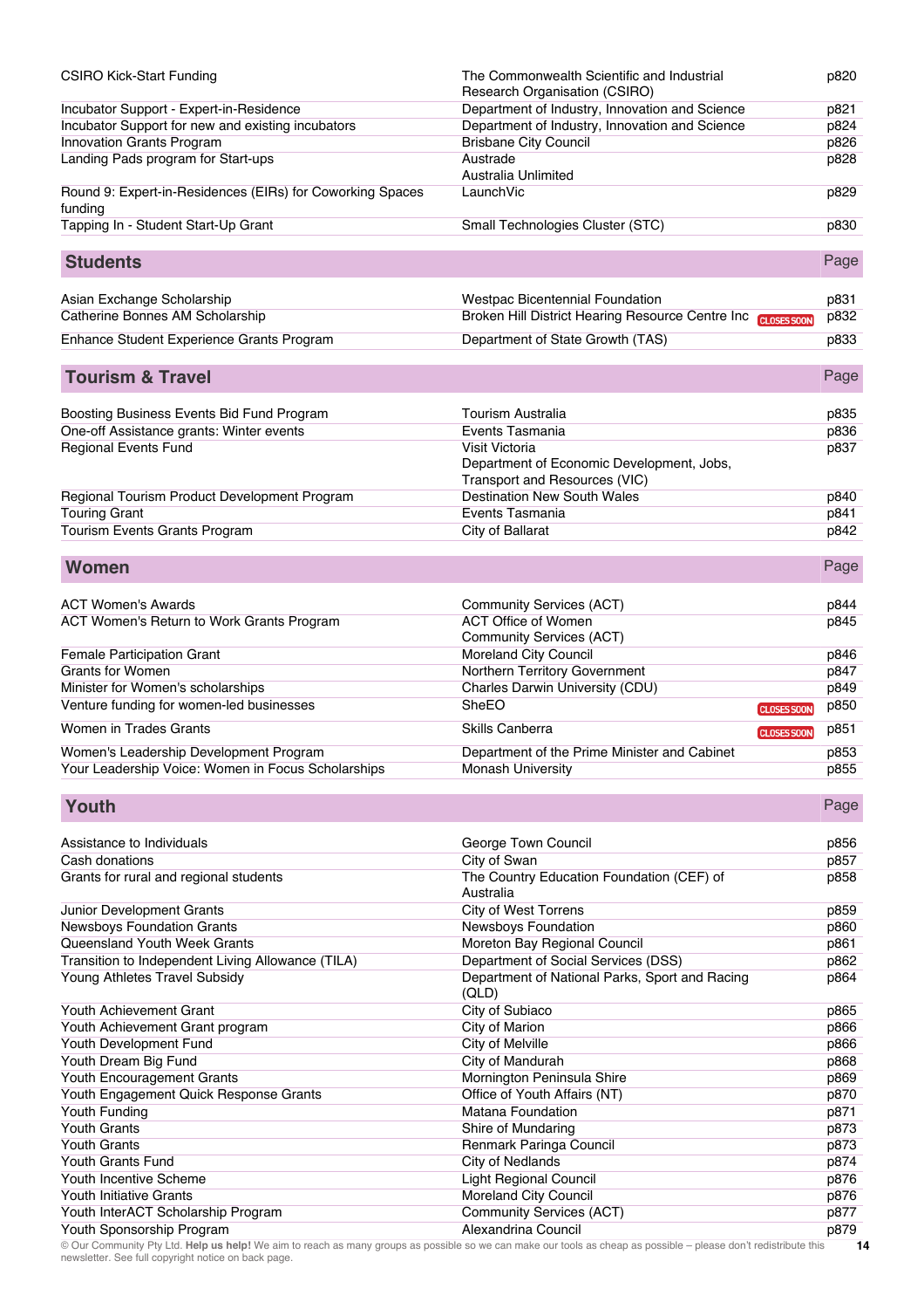| | | |
|---|---|---|
| CSIRO Kick-Start Funding | The Commonwealth Scientific and Industrial Research Organisation (CSIRO) | p820 |
| Incubator Support - Expert-in-Residence | Department of Industry, Innovation and Science | p821 |
| Incubator Support for new and existing incubators | Department of Industry, Innovation and Science | p824 |
| Innovation Grants Program | Brisbane City Council | p826 |
| Landing Pads program for Start-ups | Austrade<br>Australia Unlimited | p828 |
| Round 9: Expert-in-Residences (EIRs) for Coworking Spaces funding | LaunchVic | p829 |
| Tapping In - Student Start-Up Grant | Small Technologies Cluster (STC) | p830 |

## Students

| | | Page |
|---|---|---|
| Asian Exchange Scholarship | Westpac Bicentennial Foundation | p831 |
| Catherine Bonnes AM Scholarship | Broken Hill District Hearing Resource Centre Inc CLOSES SOON | p832 |
| Enhance Student Experience Grants Program | Department of State Growth (TAS) | p833 |

## Tourism & Travel

| | | Page |
|---|---|---|
| Boosting Business Events Bid Fund Program | Tourism Australia | p835 |
| One-off Assistance grants: Winter events | Events Tasmania | p836 |
| Regional Events Fund | Visit Victoria<br>Department of Economic Development, Jobs, Transport and Resources (VIC) | p837 |
| Regional Tourism Product Development Program | Destination New South Wales | p840 |
| Touring Grant | Events Tasmania | p841 |
| Tourism Events Grants Program | City of Ballarat | p842 |

## Women

| | | Page |
|---|---|---|
| ACT Women's Awards | Community Services (ACT) | p844 |
| ACT Women's Return to Work Grants Program | ACT Office of Women<br>Community Services (ACT) | p845 |
| Female Participation Grant | Moreland City Council | p846 |
| Grants for Women | Northern Territory Government | p847 |
| Minister for Women's scholarships | Charles Darwin University (CDU) | p849 |
| Venture funding for women-led businesses | SheEO CLOSES SOON | p850 |
| Women in Trades Grants | Skills Canberra CLOSES SOON | p851 |
| Women's Leadership Development Program | Department of the Prime Minister and Cabinet | p853 |
| Your Leadership Voice: Women in Focus Scholarships | Monash University | p855 |

## Youth

| | | Page |
|---|---|---|
| Assistance to Individuals | George Town Council | p856 |
| Cash donations | City of Swan | p857 |
| Grants for rural and regional students | The Country Education Foundation (CEF) of Australia | p858 |
| Junior Development Grants | City of West Torrens | p859 |
| Newsboys Foundation Grants | Newsboys Foundation | p860 |
| Queensland Youth Week Grants | Moreton Bay Regional Council | p861 |
| Transition to Independent Living Allowance (TILA) | Department of Social Services (DSS) | p862 |
| Young Athletes Travel Subsidy | Department of National Parks, Sport and Racing (QLD) | p864 |
| Youth Achievement Grant | City of Subiaco | p865 |
| Youth Achievement Grant program | City of Marion | p866 |
| Youth Development Fund | City of Melville | p866 |
| Youth Dream Big Fund | City of Mandurah | p868 |
| Youth Encouragement Grants | Mornington Peninsula Shire | p869 |
| Youth Engagement Quick Response Grants | Office of Youth Affairs (NT) | p870 |
| Youth Funding | Matana Foundation | p871 |
| Youth Grants | Shire of Mundaring | p873 |
| Youth Grants | Renmark Paringa Council | p873 |
| Youth Grants Fund | City of Nedlands | p874 |
| Youth Incentive Scheme | Light Regional Council | p876 |
| Youth Initiative Grants | Moreland City Council | p876 |
| Youth InterACT Scholarship Program | Community Services (ACT) | p877 |
| Youth Sponsorship Program | Alexandrina Council | p879 |

© Our Community Pty Ltd. **Help us help!** We aim to reach as many groups as possible so we can make our tools as cheap as possible – please don't redistribute this newsletter. See full copyright notice on back page.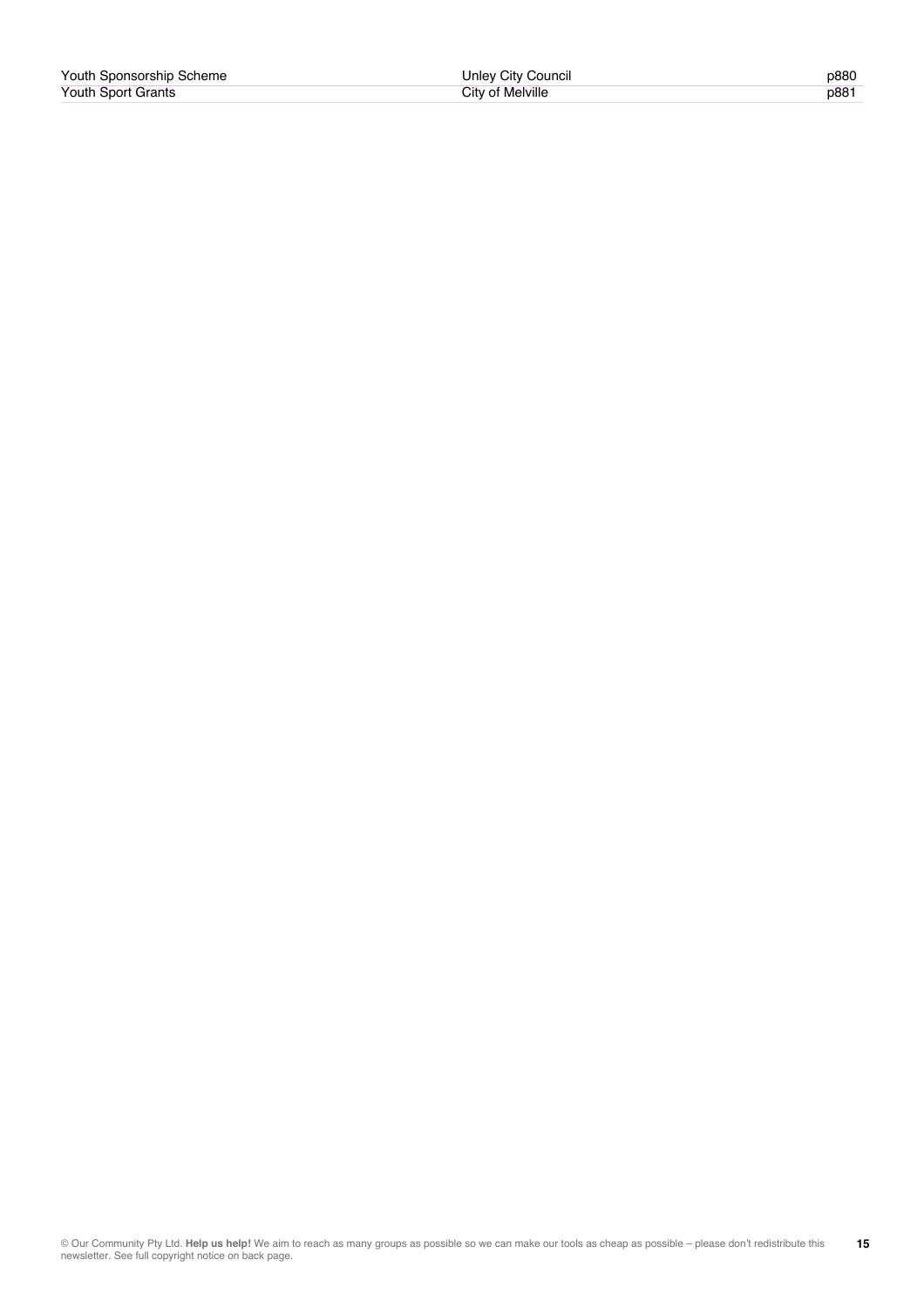| | | |
|---|---|---|
| Youth Sponsorship Scheme | Unley City Council | p880 |
| Youth Sport Grants | City of Melville | p881 |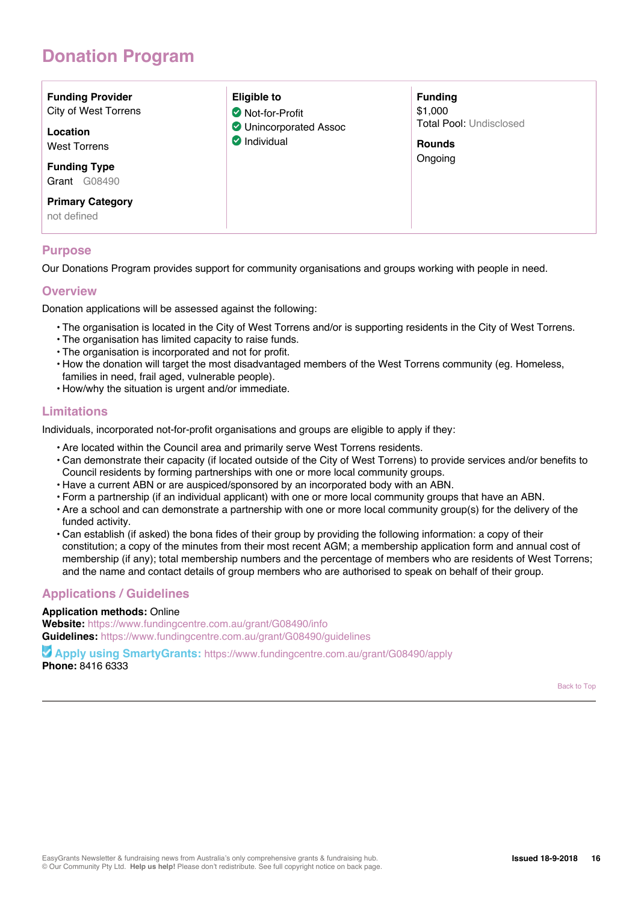## Donation Program

**Funding Provider**
City of West Torrens

**Location**
West Torrens

**Funding Type**
Grant G08490

**Primary Category**
not defined

**Eligible to**
- Not-for-Profit
- Unincorporated Assoc
- Individual

**Funding**
$1,000
Total Pool: Undisclosed

**Rounds**
Ongoing

### Purpose

Our Donations Program provides support for community organisations and groups working with people in need.

### Overview

Donation applications will be assessed against the following:

- The organisation is located in the City of West Torrens and/or is supporting residents in the City of West Torrens.
- The organisation has limited capacity to raise funds.
- The organisation is incorporated and not for profit.
- How the donation will target the most disadvantaged members of the West Torrens community (eg. Homeless, families in need, frail aged, vulnerable people).
- How/why the situation is urgent and/or immediate.

### Limitations

Individuals, incorporated not-for-profit organisations and groups are eligible to apply if they:

- Are located within the Council area and primarily serve West Torrens residents.
- Can demonstrate their capacity (if located outside of the City of West Torrens) to provide services and/or benefits to Council residents by forming partnerships with one or more local community groups.
- Have a current ABN or are auspiced/sponsored by an incorporated body with an ABN.
- Form a partnership (if an individual applicant) with one or more local community groups that have an ABN.
- Are a school and can demonstrate a partnership with one or more local community group(s) for the delivery of the funded activity.
- Can establish (if asked) the bona fides of their group by providing the following information: a copy of their constitution; a copy of the minutes from their most recent AGM; a membership application form and annual cost of membership (if any); total membership numbers and the percentage of members who are residents of West Torrens; and the name and contact details of group members who are authorised to speak on behalf of their group.

### Applications / Guidelines

**Application methods:** Online
**Website:** https://www.fundingcentre.com.au/grant/G08490/info
**Guidelines:** https://www.fundingcentre.com.au/grant/G08490/guidelines

**Apply using SmartyGrants:** https://www.fundingcentre.com.au/grant/G08490/apply
**Phone:** 8416 6333

Back to Top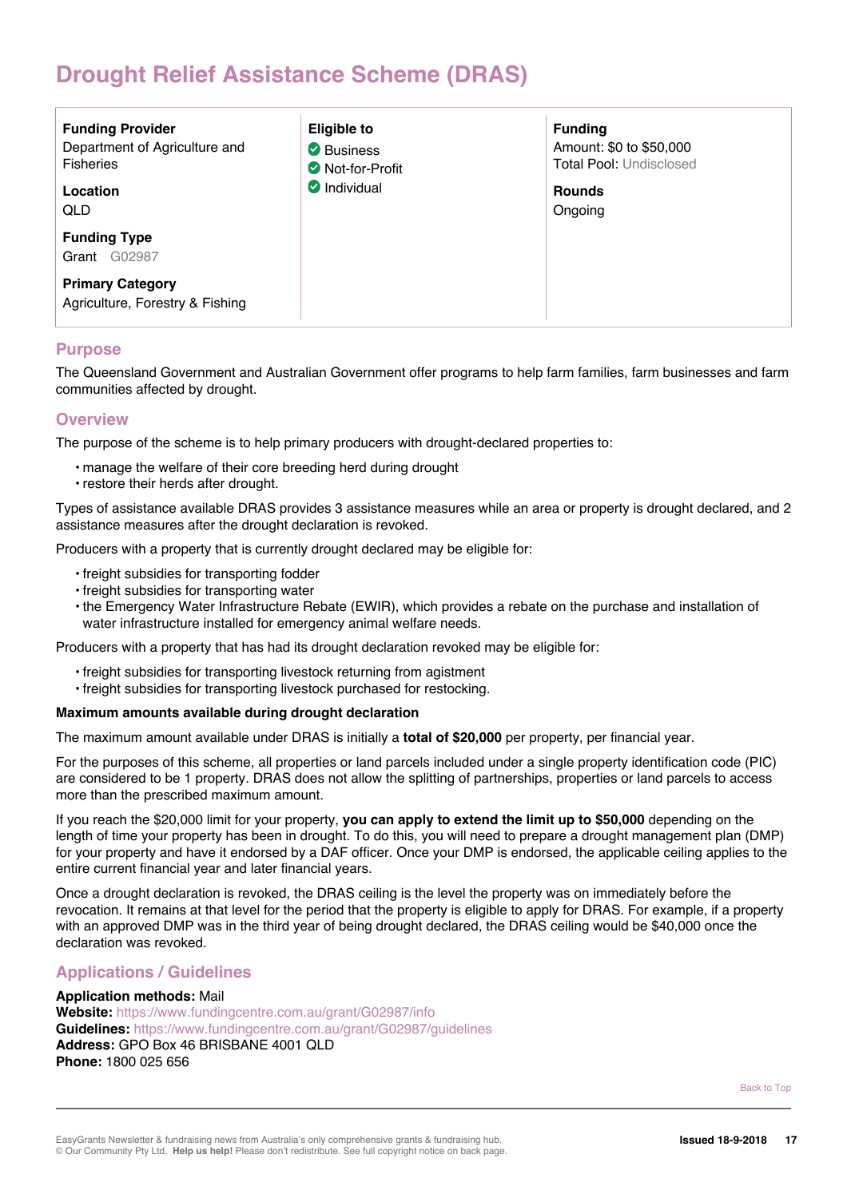# Drought Relief Assistance Scheme (DRAS)

**Funding Provider**
Department of Agriculture and Fisheries

**Location**
QLD

**Funding Type**
Grant G02987

**Primary Category**
Agriculture, Forestry & Fishing

**Eligible to**
- Business
- Not-for-Profit
- Individual

**Funding**
Amount: $0 to $50,000
Total Pool: Undisclosed

**Rounds**
Ongoing

## Purpose

The Queensland Government and Australian Government offer programs to help farm families, farm businesses and farm communities affected by drought.

## Overview

The purpose of the scheme is to help primary producers with drought-declared properties to:

- manage the welfare of their core breeding herd during drought
- restore their herds after drought.

Types of assistance available DRAS provides 3 assistance measures while an area or property is drought declared, and 2 assistance measures after the drought declaration is revoked.

Producers with a property that is currently drought declared may be eligible for:

- freight subsidies for transporting fodder
- freight subsidies for transporting water
- the Emergency Water Infrastructure Rebate (EWIR), which provides a rebate on the purchase and installation of water infrastructure installed for emergency animal welfare needs.

Producers with a property that has had its drought declaration revoked may be eligible for:

- freight subsidies for transporting livestock returning from agistment
- freight subsidies for transporting livestock purchased for restocking.

**Maximum amounts available during drought declaration**

The maximum amount available under DRAS is initially a **total of $20,000** per property, per financial year.

For the purposes of this scheme, all properties or land parcels included under a single property identification code (PIC) are considered to be 1 property. DRAS does not allow the splitting of partnerships, properties or land parcels to access more than the prescribed maximum amount.

If you reach the $20,000 limit for your property, **you can apply to extend the limit up to $50,000** depending on the length of time your property has been in drought. To do this, you will need to prepare a drought management plan (DMP) for your property and have it endorsed by a DAF officer. Once your DMP is endorsed, the applicable ceiling applies to the entire current financial year and later financial years.

Once a drought declaration is revoked, the DRAS ceiling is the level the property was on immediately before the revocation. It remains at that level for the period that the property is eligible to apply for DRAS. For example, if a property with an approved DMP was in the third year of being drought declared, the DRAS ceiling would be $40,000 once the declaration was revoked.

## Applications / Guidelines

**Application methods:** Mail
**Website:** https://www.fundingcentre.com.au/grant/G02987/info
**Guidelines:** https://www.fundingcentre.com.au/grant/G02987/guidelines
**Address:** GPO Box 46 BRISBANE 4001 QLD
**Phone:** 1800 025 656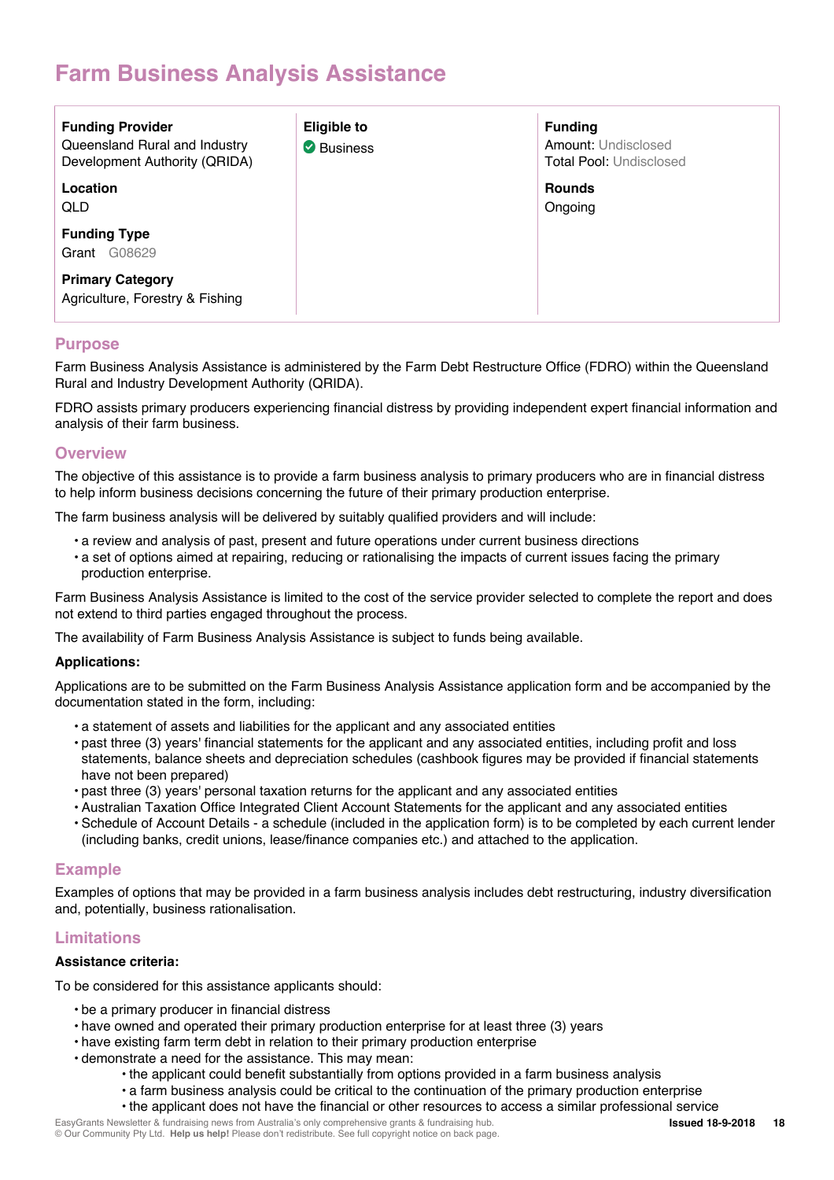# Farm Business Analysis Assistance

**Funding Provider**
Queensland Rural and Industry Development Authority (QRIDA)

**Location**
QLD

**Funding Type**
Grant G08629

**Primary Category**
Agriculture, Forestry & Fishing

**Eligible to**
Business

**Funding**
Amount: Undisclosed
Total Pool: Undisclosed

**Rounds**
Ongoing

## Purpose

Farm Business Analysis Assistance is administered by the Farm Debt Restructure Office (FDRO) within the Queensland Rural and Industry Development Authority (QRIDA).

FDRO assists primary producers experiencing financial distress by providing independent expert financial information and analysis of their farm business.

## Overview

The objective of this assistance is to provide a farm business analysis to primary producers who are in financial distress to help inform business decisions concerning the future of their primary production enterprise.

The farm business analysis will be delivered by suitably qualified providers and will include:

- a review and analysis of past, present and future operations under current business directions
- a set of options aimed at repairing, reducing or rationalising the impacts of current issues facing the primary production enterprise.

Farm Business Analysis Assistance is limited to the cost of the service provider selected to complete the report and does not extend to third parties engaged throughout the process.

The availability of Farm Business Analysis Assistance is subject to funds being available.

**Applications:**

Applications are to be submitted on the Farm Business Analysis Assistance application form and be accompanied by the documentation stated in the form, including:

- a statement of assets and liabilities for the applicant and any associated entities
- past three (3) years' financial statements for the applicant and any associated entities, including profit and loss statements, balance sheets and depreciation schedules (cashbook figures may be provided if financial statements have not been prepared)
- past three (3) years' personal taxation returns for the applicant and any associated entities
- Australian Taxation Office Integrated Client Account Statements for the applicant and any associated entities
- Schedule of Account Details - a schedule (included in the application form) is to be completed by each current lender (including banks, credit unions, lease/finance companies etc.) and attached to the application.

## Example

Examples of options that may be provided in a farm business analysis includes debt restructuring, industry diversification and, potentially, business rationalisation.

## Limitations

**Assistance criteria:**

To be considered for this assistance applicants should:

- be a primary producer in financial distress
- have owned and operated their primary production enterprise for at least three (3) years
- have existing farm term debt in relation to their primary production enterprise
- demonstrate a need for the assistance. This may mean:
  - the applicant could benefit substantially from options provided in a farm business analysis
  - a farm business analysis could be critical to the continuation of the primary production enterprise
  - the applicant does not have the financial or other resources to access a similar professional service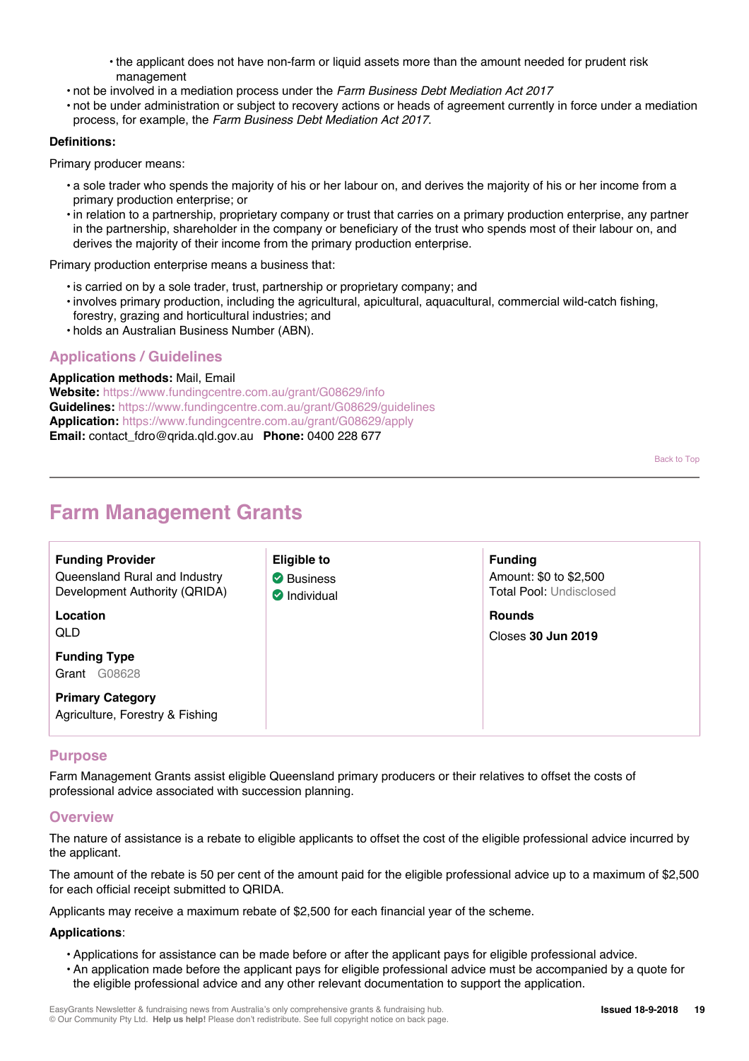- the applicant does not have non-farm or liquid assets more than the amount needed for prudent risk management
- not be involved in a mediation process under the *Farm Business Debt Mediation Act 2017*
- not be under administration or subject to recovery actions or heads of agreement currently in force under a mediation process, for example, the *Farm Business Debt Mediation Act 2017*.

**Definitions:**

Primary producer means:

- a sole trader who spends the majority of his or her labour on, and derives the majority of his or her income from a primary production enterprise; or
- in relation to a partnership, proprietary company or trust that carries on a primary production enterprise, any partner in the partnership, shareholder in the company or beneficiary of the trust who spends most of their labour on, and derives the majority of their income from the primary production enterprise.

Primary production enterprise means a business that:

- is carried on by a sole trader, trust, partnership or proprietary company; and
- involves primary production, including the agricultural, apicultural, aquacultural, commercial wild-catch fishing, forestry, grazing and horticultural industries; and
- holds an Australian Business Number (ABN).

### Applications / Guidelines

**Application methods:** Mail, Email
**Website:** https://www.fundingcentre.com.au/grant/G08629/info
**Guidelines:** https://www.fundingcentre.com.au/grant/G08629/guidelines
**Application:** https://www.fundingcentre.com.au/grant/G08629/apply
**Email:** contact_fdro@qrida.qld.gov.au **Phone:** 0400 228 677

Back to Top

---

## Farm Management Grants

| | | |
|---|---|---|
| **Funding Provider**<br>Queensland Rural and Industry Development Authority (QRIDA)<br><br>**Location**<br>QLD<br><br>**Funding Type**<br>Grant G08628<br><br>**Primary Category**<br>Agriculture, Forestry & Fishing | **Eligible to**<br>Business<br>Individual | **Funding**<br>Amount: $0 to $2,500<br>Total Pool: Undisclosed<br><br>**Rounds**<br>Closes **30 Jun 2019** |

### Purpose

Farm Management Grants assist eligible Queensland primary producers or their relatives to offset the costs of professional advice associated with succession planning.

### Overview

The nature of assistance is a rebate to eligible applicants to offset the cost of the eligible professional advice incurred by the applicant.

The amount of the rebate is 50 per cent of the amount paid for the eligible professional advice up to a maximum of $2,500 for each official receipt submitted to QRIDA.

Applicants may receive a maximum rebate of $2,500 for each financial year of the scheme.

**Applications**:

- Applications for assistance can be made before or after the applicant pays for eligible professional advice.
- An application made before the applicant pays for eligible professional advice must be accompanied by a quote for the eligible professional advice and any other relevant documentation to support the application.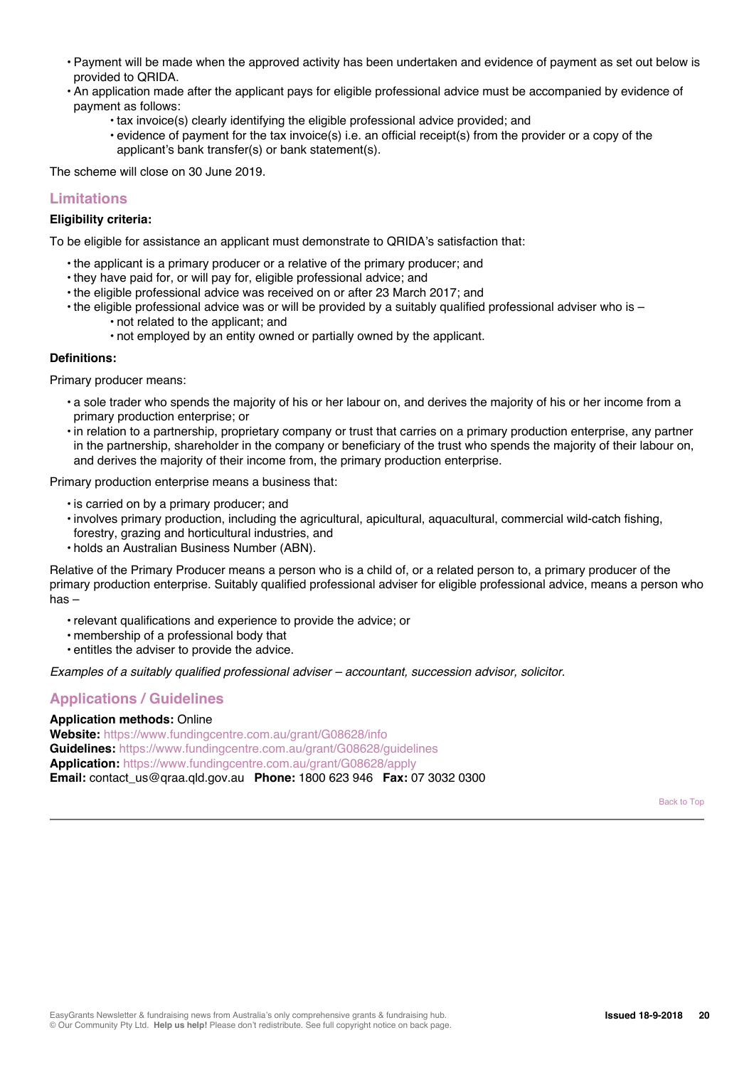- Payment will be made when the approved activity has been undertaken and evidence of payment as set out below is provided to QRIDA.
- An application made after the applicant pays for eligible professional advice must be accompanied by evidence of payment as follows:
    - tax invoice(s) clearly identifying the eligible professional advice provided; and
    - evidence of payment for the tax invoice(s) i.e. an official receipt(s) from the provider or a copy of the applicant's bank transfer(s) or bank statement(s).

The scheme will close on 30 June 2019.

## Limitations

**Eligibility criteria:**

To be eligible for assistance an applicant must demonstrate to QRIDA's satisfaction that:

- the applicant is a primary producer or a relative of the primary producer; and
- they have paid for, or will pay for, eligible professional advice; and
- the eligible professional advice was received on or after 23 March 2017; and
- the eligible professional advice was or will be provided by a suitably qualified professional adviser who is –
    - not related to the applicant; and
    - not employed by an entity owned or partially owned by the applicant.

**Definitions:**

Primary producer means:

- a sole trader who spends the majority of his or her labour on, and derives the majority of his or her income from a primary production enterprise; or
- in relation to a partnership, proprietary company or trust that carries on a primary production enterprise, any partner in the partnership, shareholder in the company or beneficiary of the trust who spends the majority of their labour on, and derives the majority of their income from, the primary production enterprise.

Primary production enterprise means a business that:

- is carried on by a primary producer; and
- involves primary production, including the agricultural, apicultural, aquacultural, commercial wild-catch fishing, forestry, grazing and horticultural industries, and
- holds an Australian Business Number (ABN).

Relative of the Primary Producer means a person who is a child of, or a related person to, a primary producer of the primary production enterprise. Suitably qualified professional adviser for eligible professional advice, means a person who has –

- relevant qualifications and experience to provide the advice; or
- membership of a professional body that
- entitles the adviser to provide the advice.

*Examples of a suitably qualified professional adviser – accountant, succession advisor, solicitor.*

## Applications / Guidelines

**Application methods:** Online
**Website:** https://www.fundingcentre.com.au/grant/G08628/info
**Guidelines:** https://www.fundingcentre.com.au/grant/G08628/guidelines
**Application:** https://www.fundingcentre.com.au/grant/G08628/apply
**Email:** contact_us@qraa.qld.gov.au **Phone:** 1800 623 946 **Fax:** 07 3032 0300

Back to Top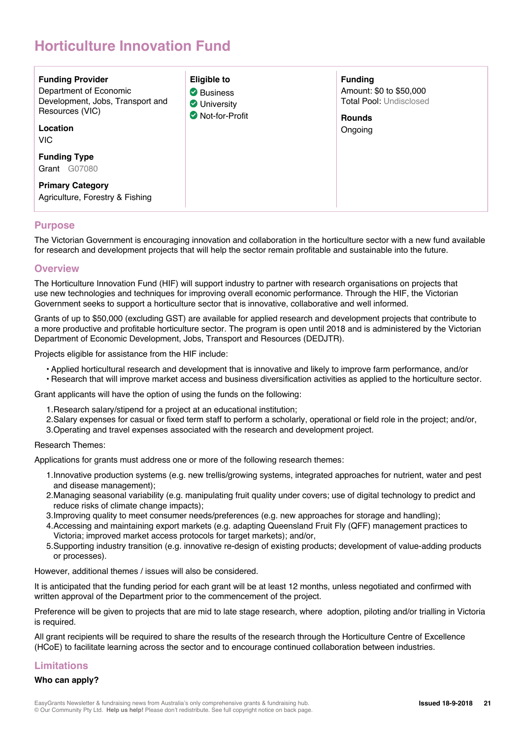# Horticulture Innovation Fund

**Funding Provider**
Department of Economic Development, Jobs, Transport and Resources (VIC)

**Location**
VIC

**Funding Type**
Grant G07080

**Primary Category**
Agriculture, Forestry & Fishing

**Eligible to**
- Business
- University
- Not-for-Profit

**Funding**
Amount: $0 to $50,000
Total Pool: Undisclosed

**Rounds**
Ongoing

## Purpose

The Victorian Government is encouraging innovation and collaboration in the horticulture sector with a new fund available for research and development projects that will help the sector remain profitable and sustainable into the future.

## Overview

The Horticulture Innovation Fund (HIF) will support industry to partner with research organisations on projects that use new technologies and techniques for improving overall economic performance. Through the HIF, the Victorian Government seeks to support a horticulture sector that is innovative, collaborative and well informed.

Grants of up to $50,000 (excluding GST) are available for applied research and development projects that contribute to a more productive and profitable horticulture sector. The program is open until 2018 and is administered by the Victorian Department of Economic Development, Jobs, Transport and Resources (DEDJTR).

Projects eligible for assistance from the HIF include:

- Applied horticultural research and development that is innovative and likely to improve farm performance, and/or
- Research that will improve market access and business diversification activities as applied to the horticulture sector.

Grant applicants will have the option of using the funds on the following:

1. Research salary/stipend for a project at an educational institution;
2. Salary expenses for casual or fixed term staff to perform a scholarly, operational or field role in the project; and/or,
3. Operating and travel expenses associated with the research and development project.

Research Themes:

Applications for grants must address one or more of the following research themes:

1. Innovative production systems (e.g. new trellis/growing systems, integrated approaches for nutrient, water and pest and disease management);
2. Managing seasonal variability (e.g. manipulating fruit quality under covers; use of digital technology to predict and reduce risks of climate change impacts);
3. Improving quality to meet consumer needs/preferences (e.g. new approaches for storage and handling);
4. Accessing and maintaining export markets (e.g. adapting Queensland Fruit Fly (QFF) management practices to Victoria; improved market access protocols for target markets); and/or,
5. Supporting industry transition (e.g. innovative re-design of existing products; development of value-adding products or processes).

However, additional themes / issues will also be considered.

It is anticipated that the funding period for each grant will be at least 12 months, unless negotiated and confirmed with written approval of the Department prior to the commencement of the project.

Preference will be given to projects that are mid to late stage research, where adoption, piloting and/or trialling in Victoria is required.

All grant recipients will be required to share the results of the research through the Horticulture Centre of Excellence (HCoE) to facilitate learning across the sector and to encourage continued collaboration between industries.

## Limitations

**Who can apply?**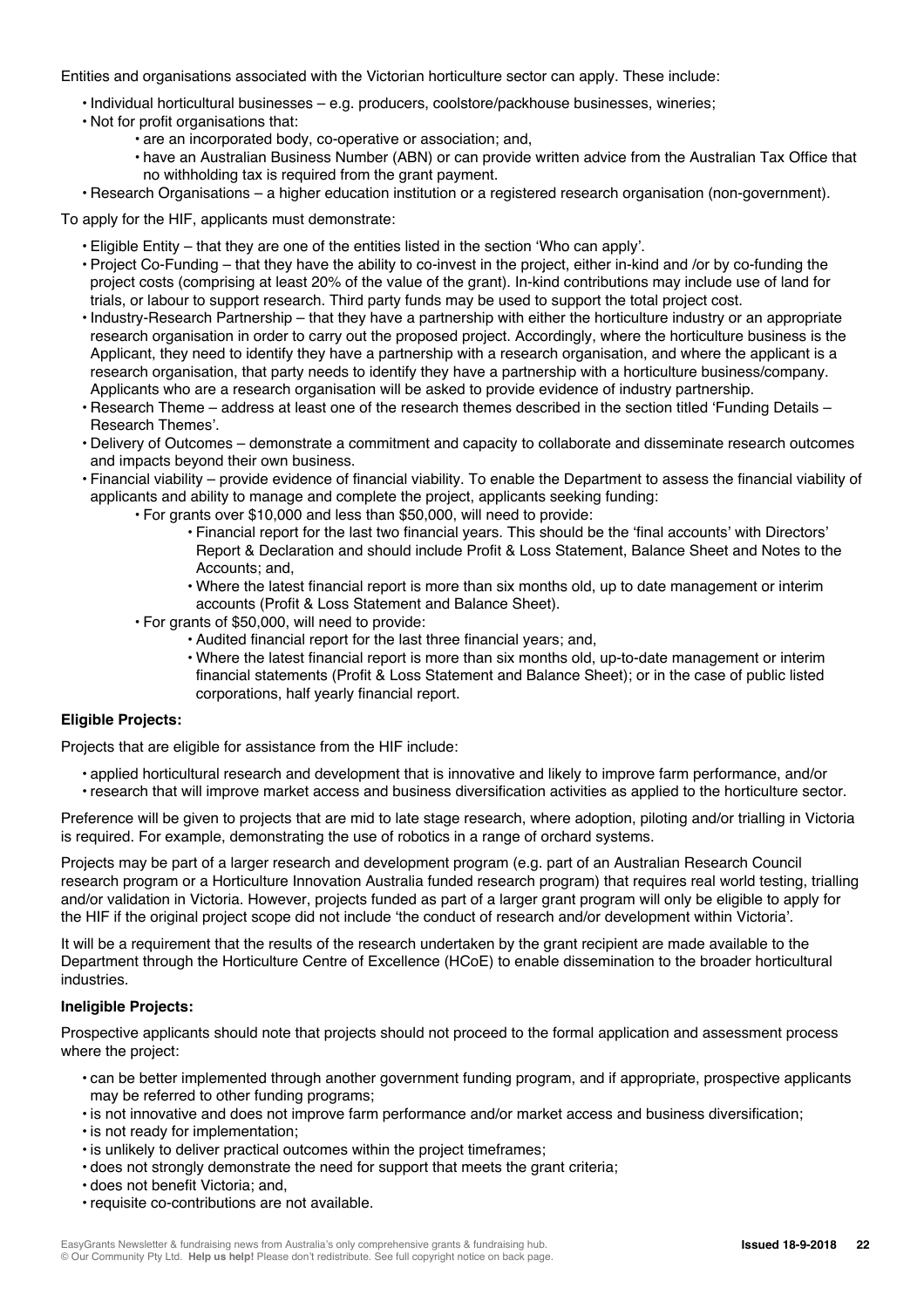Entities and organisations associated with the Victorian horticulture sector can apply. These include:

- Individual horticultural businesses – e.g. producers, coolstore/packhouse businesses, wineries;
- Not for profit organisations that:
  - are an incorporated body, co-operative or association; and,
  - have an Australian Business Number (ABN) or can provide written advice from the Australian Tax Office that no withholding tax is required from the grant payment.
- Research Organisations – a higher education institution or a registered research organisation (non-government).

To apply for the HIF, applicants must demonstrate:

- Eligible Entity – that they are one of the entities listed in the section 'Who can apply'.
- Project Co-Funding – that they have the ability to co-invest in the project, either in-kind and /or by co-funding the project costs (comprising at least 20% of the value of the grant). In-kind contributions may include use of land for trials, or labour to support research. Third party funds may be used to support the total project cost.
- Industry-Research Partnership – that they have a partnership with either the horticulture industry or an appropriate research organisation in order to carry out the proposed project. Accordingly, where the horticulture business is the Applicant, they need to identify they have a partnership with a research organisation, and where the applicant is a research organisation, that party needs to identify they have a partnership with a horticulture business/company. Applicants who are a research organisation will be asked to provide evidence of industry partnership.
- Research Theme – address at least one of the research themes described in the section titled 'Funding Details – Research Themes'.
- Delivery of Outcomes – demonstrate a commitment and capacity to collaborate and disseminate research outcomes and impacts beyond their own business.
- Financial viability – provide evidence of financial viability. To enable the Department to assess the financial viability of applicants and ability to manage and complete the project, applicants seeking funding:
  - For grants over $10,000 and less than $50,000, will need to provide:
    - Financial report for the last two financial years. This should be the 'final accounts' with Directors' Report & Declaration and should include Profit & Loss Statement, Balance Sheet and Notes to the Accounts; and,
    - Where the latest financial report is more than six months old, up to date management or interim accounts (Profit & Loss Statement and Balance Sheet).
  - For grants of $50,000, will need to provide:
    - Audited financial report for the last three financial years; and,
    - Where the latest financial report is more than six months old, up-to-date management or interim financial statements (Profit & Loss Statement and Balance Sheet); or in the case of public listed corporations, half yearly financial report.

**Eligible Projects:**

Projects that are eligible for assistance from the HIF include:

- applied horticultural research and development that is innovative and likely to improve farm performance, and/or
- research that will improve market access and business diversification activities as applied to the horticulture sector.

Preference will be given to projects that are mid to late stage research, where adoption, piloting and/or trialling in Victoria is required. For example, demonstrating the use of robotics in a range of orchard systems.

Projects may be part of a larger research and development program (e.g. part of an Australian Research Council research program or a Horticulture Innovation Australia funded research program) that requires real world testing, trialling and/or validation in Victoria. However, projects funded as part of a larger grant program will only be eligible to apply for the HIF if the original project scope did not include 'the conduct of research and/or development within Victoria'.

It will be a requirement that the results of the research undertaken by the grant recipient are made available to the Department through the Horticulture Centre of Excellence (HCoE) to enable dissemination to the broader horticultural industries.

**Ineligible Projects:**

Prospective applicants should note that projects should not proceed to the formal application and assessment process where the project:

- can be better implemented through another government funding program, and if appropriate, prospective applicants may be referred to other funding programs;
- is not innovative and does not improve farm performance and/or market access and business diversification;
- is not ready for implementation;
- is unlikely to deliver practical outcomes within the project timeframes;
- does not strongly demonstrate the need for support that meets the grant criteria;
- does not benefit Victoria; and,
- requisite co-contributions are not available.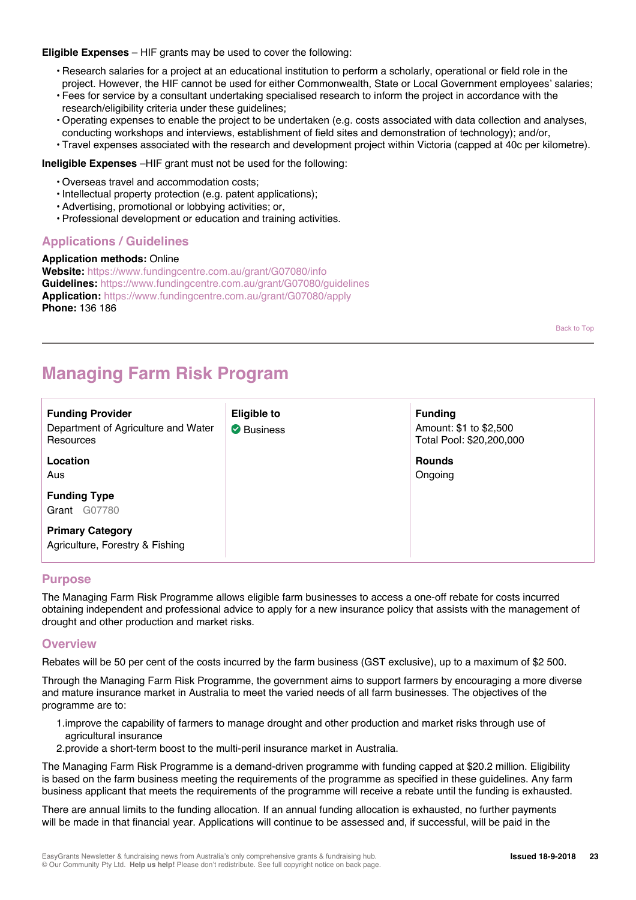**Eligible Expenses** – HIF grants may be used to cover the following:

- Research salaries for a project at an educational institution to perform a scholarly, operational or field role in the project. However, the HIF cannot be used for either Commonwealth, State or Local Government employees' salaries;
- Fees for service by a consultant undertaking specialised research to inform the project in accordance with the research/eligibility criteria under these guidelines;
- Operating expenses to enable the project to be undertaken (e.g. costs associated with data collection and analyses, conducting workshops and interviews, establishment of field sites and demonstration of technology); and/or,
- Travel expenses associated with the research and development project within Victoria (capped at 40c per kilometre).

**Ineligible Expenses** –HIF grant must not be used for the following:

- Overseas travel and accommodation costs;
- Intellectual property protection (e.g. patent applications);
- Advertising, promotional or lobbying activities; or,
- Professional development or education and training activities.

### Applications / Guidelines

**Application methods:** Online
**Website:** https://www.fundingcentre.com.au/grant/G07080/info
**Guidelines:** https://www.fundingcentre.com.au/grant/G07080/guidelines
**Application:** https://www.fundingcentre.com.au/grant/G07080/apply
**Phone:** 136 186

Back to Top

---

## Managing Farm Risk Program

| Funding Provider | Eligible to | Funding |
|---|---|---|
| Department of Agriculture and Water Resources | Business | Amount: $1 to $2,500<br>Total Pool: $20,200,000 |
| **Location**<br>Aus | | **Rounds**<br>Ongoing |
| **Funding Type**<br>Grant G07780 | | |
| **Primary Category**<br>Agriculture, Forestry & Fishing | | |

### Purpose

The Managing Farm Risk Programme allows eligible farm businesses to access a one-off rebate for costs incurred obtaining independent and professional advice to apply for a new insurance policy that assists with the management of drought and other production and market risks.

### Overview

Rebates will be 50 per cent of the costs incurred by the farm business (GST exclusive), up to a maximum of $2 500.

Through the Managing Farm Risk Programme, the government aims to support farmers by encouraging a more diverse and mature insurance market in Australia to meet the varied needs of all farm businesses. The objectives of the programme are to:

1. improve the capability of farmers to manage drought and other production and market risks through use of agricultural insurance
2. provide a short-term boost to the multi-peril insurance market in Australia.

The Managing Farm Risk Programme is a demand-driven programme with funding capped at $20.2 million. Eligibility is based on the farm business meeting the requirements of the programme as specified in these guidelines. Any farm business applicant that meets the requirements of the programme will receive a rebate until the funding is exhausted.

There are annual limits to the funding allocation. If an annual funding allocation is exhausted, no further payments will be made in that financial year. Applications will continue to be assessed and, if successful, will be paid in the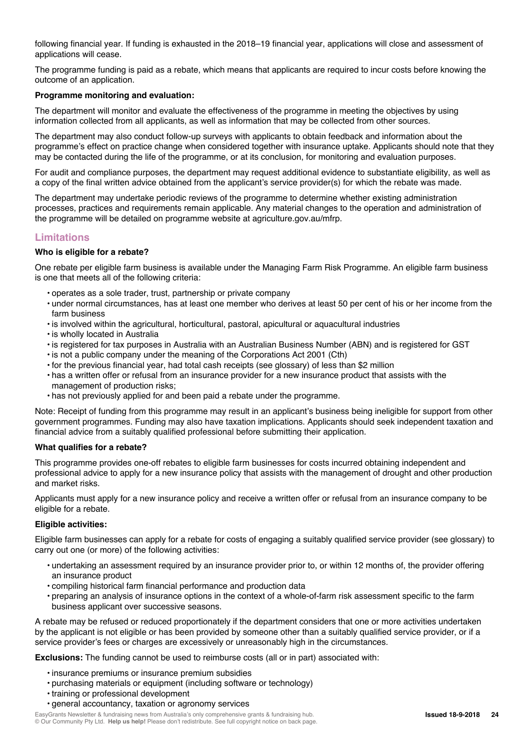following financial year. If funding is exhausted in the 2018–19 financial year, applications will close and assessment of applications will cease.

The programme funding is paid as a rebate, which means that applicants are required to incur costs before knowing the outcome of an application.

**Programme monitoring and evaluation:**

The department will monitor and evaluate the effectiveness of the programme in meeting the objectives by using information collected from all applicants, as well as information that may be collected from other sources.

The department may also conduct follow-up surveys with applicants to obtain feedback and information about the programme's effect on practice change when considered together with insurance uptake. Applicants should note that they may be contacted during the life of the programme, or at its conclusion, for monitoring and evaluation purposes.

For audit and compliance purposes, the department may request additional evidence to substantiate eligibility, as well as a copy of the final written advice obtained from the applicant's service provider(s) for which the rebate was made.

The department may undertake periodic reviews of the programme to determine whether existing administration processes, practices and requirements remain applicable. Any material changes to the operation and administration of the programme will be detailed on programme website at agriculture.gov.au/mfrp.

## Limitations

**Who is eligible for a rebate?**

One rebate per eligible farm business is available under the Managing Farm Risk Programme. An eligible farm business is one that meets all of the following criteria:

- operates as a sole trader, trust, partnership or private company
- under normal circumstances, has at least one member who derives at least 50 per cent of his or her income from the farm business
- is involved within the agricultural, horticultural, pastoral, apicultural or aquacultural industries
- is wholly located in Australia
- is registered for tax purposes in Australia with an Australian Business Number (ABN) and is registered for GST
- is not a public company under the meaning of the Corporations Act 2001 (Cth)
- for the previous financial year, had total cash receipts (see glossary) of less than $2 million
- has a written offer or refusal from an insurance provider for a new insurance product that assists with the management of production risks;
- has not previously applied for and been paid a rebate under the programme.

Note: Receipt of funding from this programme may result in an applicant's business being ineligible for support from other government programmes. Funding may also have taxation implications. Applicants should seek independent taxation and financial advice from a suitably qualified professional before submitting their application.

**What qualifies for a rebate?**

This programme provides one-off rebates to eligible farm businesses for costs incurred obtaining independent and professional advice to apply for a new insurance policy that assists with the management of drought and other production and market risks.

Applicants must apply for a new insurance policy and receive a written offer or refusal from an insurance company to be eligible for a rebate.

**Eligible activities:**

Eligible farm businesses can apply for a rebate for costs of engaging a suitably qualified service provider (see glossary) to carry out one (or more) of the following activities:

- undertaking an assessment required by an insurance provider prior to, or within 12 months of, the provider offering an insurance product
- compiling historical farm financial performance and production data
- preparing an analysis of insurance options in the context of a whole-of-farm risk assessment specific to the farm business applicant over successive seasons.

A rebate may be refused or reduced proportionately if the department considers that one or more activities undertaken by the applicant is not eligible or has been provided by someone other than a suitably qualified service provider, or if a service provider's fees or charges are excessively or unreasonably high in the circumstances.

**Exclusions:** The funding cannot be used to reimburse costs (all or in part) associated with:

- insurance premiums or insurance premium subsidies
- purchasing materials or equipment (including software or technology)
- training or professional development
- general accountancy, taxation or agronomy services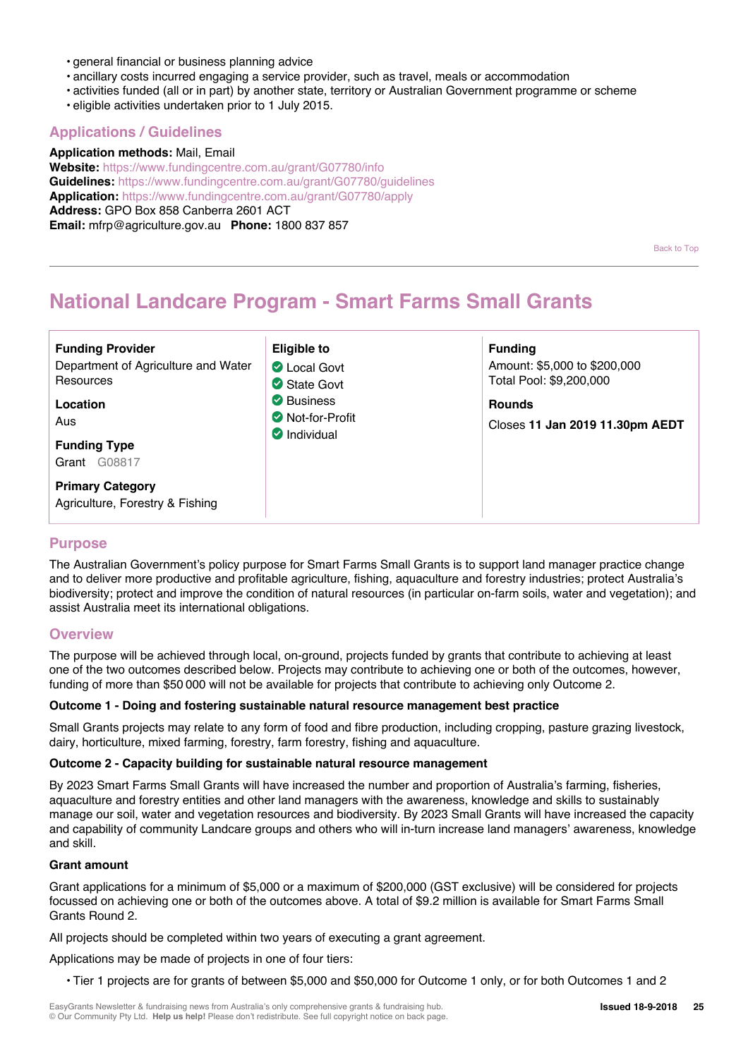- general financial or business planning advice
- ancillary costs incurred engaging a service provider, such as travel, meals or accommodation
- activities funded (all or in part) by another state, territory or Australian Government programme or scheme
- eligible activities undertaken prior to 1 July 2015.

### Applications / Guidelines

**Application methods:** Mail, Email
**Website:** https://www.fundingcentre.com.au/grant/G07780/info
**Guidelines:** https://www.fundingcentre.com.au/grant/G07780/guidelines
**Application:** https://www.fundingcentre.com.au/grant/G07780/apply
**Address:** GPO Box 858 Canberra 2601 ACT
**Email:** mfrp@agriculture.gov.au **Phone:** 1800 837 857

Back to Top

## National Landcare Program - Smart Farms Small Grants

| | | |
|---|---|---|
| **Funding Provider**<br>Department of Agriculture and Water Resources<br><br>**Location**<br>Aus<br><br>**Funding Type**<br>Grant G08817<br><br>**Primary Category**<br>Agriculture, Forestry & Fishing | **Eligible to**<br>✔ Local Govt<br>✔ State Govt<br>✔ Business<br>✔ Not-for-Profit<br>✔ Individual | **Funding**<br>Amount: $5,000 to $200,000<br>Total Pool: $9,200,000<br><br>**Rounds**<br>Closes **11 Jan 2019 11.30pm AEDT** |

### Purpose

The Australian Government's policy purpose for Smart Farms Small Grants is to support land manager practice change and to deliver more productive and profitable agriculture, fishing, aquaculture and forestry industries; protect Australia's biodiversity; protect and improve the condition of natural resources (in particular on-farm soils, water and vegetation); and assist Australia meet its international obligations.

### Overview

The purpose will be achieved through local, on-ground, projects funded by grants that contribute to achieving at least one of the two outcomes described below. Projects may contribute to achieving one or both of the outcomes, however, funding of more than $50 000 will not be available for projects that contribute to achieving only Outcome 2.

**Outcome 1 - Doing and fostering sustainable natural resource management best practice**

Small Grants projects may relate to any form of food and fibre production, including cropping, pasture grazing livestock, dairy, horticulture, mixed farming, forestry, farm forestry, fishing and aquaculture.

**Outcome 2 - Capacity building for sustainable natural resource management**

By 2023 Smart Farms Small Grants will have increased the number and proportion of Australia's farming, fisheries, aquaculture and forestry entities and other land managers with the awareness, knowledge and skills to sustainably manage our soil, water and vegetation resources and biodiversity. By 2023 Small Grants will have increased the capacity and capability of community Landcare groups and others who will in-turn increase land managers' awareness, knowledge and skill.

**Grant amount**

Grant applications for a minimum of $5,000 or a maximum of $200,000 (GST exclusive) will be considered for projects focussed on achieving one or both of the outcomes above. A total of $9.2 million is available for Smart Farms Small Grants Round 2.

All projects should be completed within two years of executing a grant agreement.

Applications may be made of projects in one of four tiers:

- Tier 1 projects are for grants of between $5,000 and $50,000 for Outcome 1 only, or for both Outcomes 1 and 2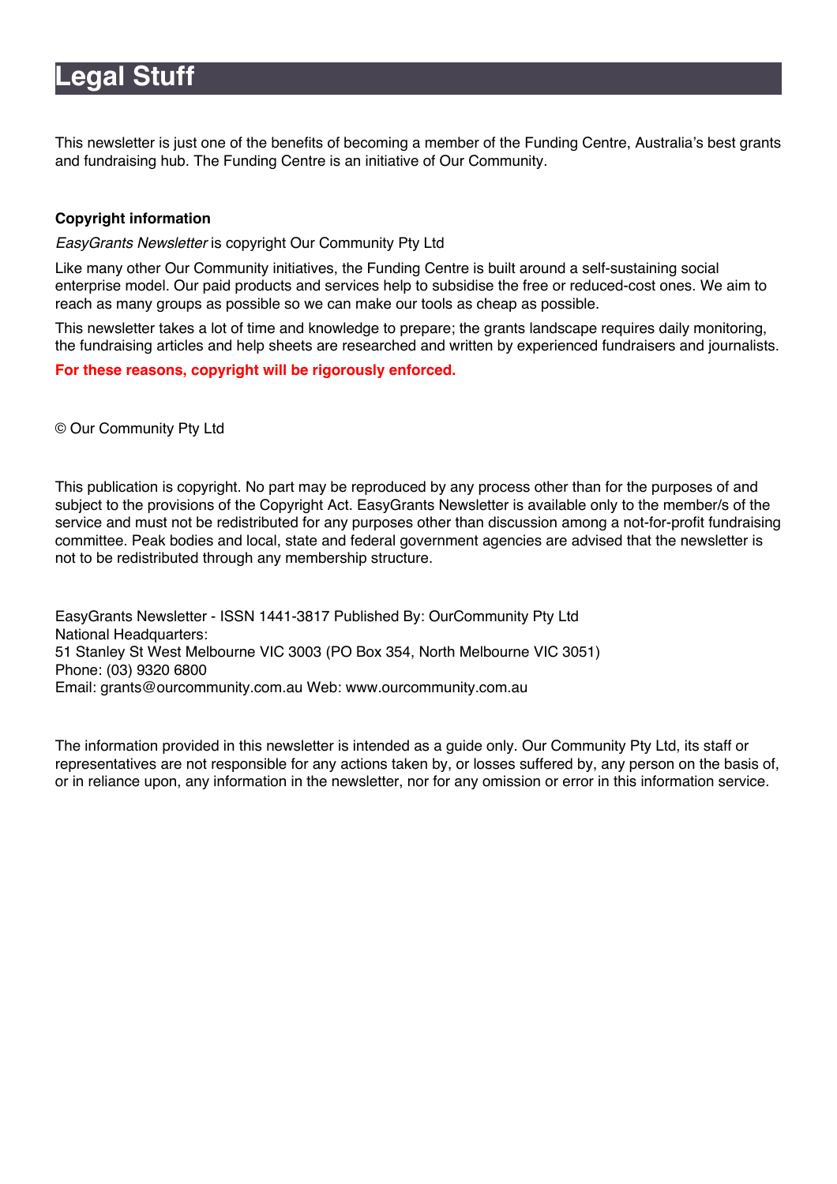# Legal Stuff

This newsletter is just one of the benefits of becoming a member of the Funding Centre, Australia's best grants and fundraising hub. The Funding Centre is an initiative of Our Community.

**Copyright information**

*EasyGrants Newsletter* is copyright Our Community Pty Ltd

Like many other Our Community initiatives, the Funding Centre is built around a self-sustaining social enterprise model. Our paid products and services help to subsidise the free or reduced-cost ones. We aim to reach as many groups as possible so we can make our tools as cheap as possible.

This newsletter takes a lot of time and knowledge to prepare; the grants landscape requires daily monitoring, the fundraising articles and help sheets are researched and written by experienced fundraisers and journalists.

**For these reasons, copyright will be rigorously enforced.**

© Our Community Pty Ltd

This publication is copyright. No part may be reproduced by any process other than for the purposes of and subject to the provisions of the Copyright Act. EasyGrants Newsletter is available only to the member/s of the service and must not be redistributed for any purposes other than discussion among a not-for-profit fundraising committee. Peak bodies and local, state and federal government agencies are advised that the newsletter is not to be redistributed through any membership structure.

EasyGrants Newsletter - ISSN 1441-3817 Published By: OurCommunity Pty Ltd
National Headquarters:
51 Stanley St West Melbourne VIC 3003 (PO Box 354, North Melbourne VIC 3051)
Phone: (03) 9320 6800
Email: grants@ourcommunity.com.au Web: www.ourcommunity.com.au

The information provided in this newsletter is intended as a guide only. Our Community Pty Ltd, its staff or representatives are not responsible for any actions taken by, or losses suffered by, any person on the basis of, or in reliance upon, any information in the newsletter, nor for any omission or error in this information service.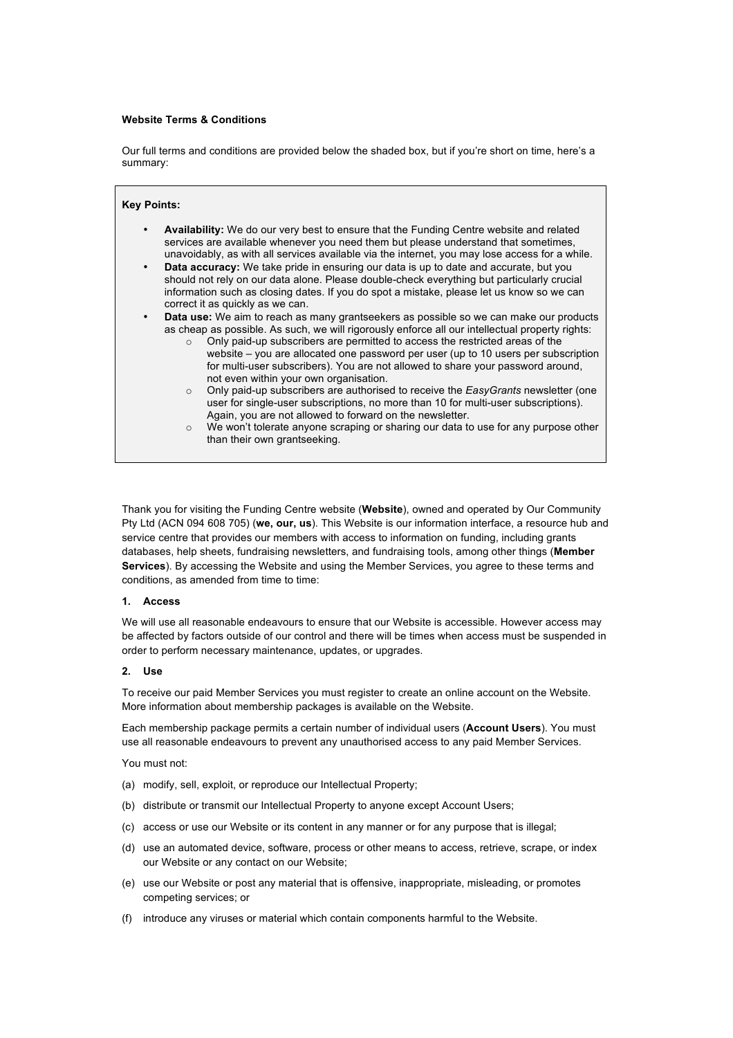**Website Terms & Conditions**

Our full terms and conditions are provided below the shaded box, but if you're short on time, here's a summary:

> **Key Points:**
>
> - **Availability:** We do our very best to ensure that the Funding Centre website and related services are available whenever you need them but please understand that sometimes, unavoidably, as with all services available via the internet, you may lose access for a while.
> - **Data accuracy:** We take pride in ensuring our data is up to date and accurate, but you should not rely on our data alone. Please double-check everything but particularly crucial information such as closing dates. If you do spot a mistake, please let us know so we can correct it as quickly as we can.
> - **Data use:** We aim to reach as many grantseekers as possible so we can make our products as cheap as possible. As such, we will rigorously enforce all our intellectual property rights:
>     - Only paid-up subscribers are permitted to access the restricted areas of the website – you are allocated one password per user (up to 10 users per subscription for multi-user subscribers). You are not allowed to share your password around, not even within your own organisation.
>     - Only paid-up subscribers are authorised to receive the *EasyGrants* newsletter (one user for single-user subscriptions, no more than 10 for multi-user subscriptions). Again, you are not allowed to forward on the newsletter.
>     - We won't tolerate anyone scraping or sharing our data to use for any purpose other than their own grantseeking.

Thank you for visiting the Funding Centre website (**Website**), owned and operated by Our Community Pty Ltd (ACN 094 608 705) (**we, our, us**). This Website is our information interface, a resource hub and service centre that provides our members with access to information on funding, including grants databases, help sheets, fundraising newsletters, and fundraising tools, among other things (**Member Services**). By accessing the Website and using the Member Services, you agree to these terms and conditions, as amended from time to time:

**1. Access**

We will use all reasonable endeavours to ensure that our Website is accessible. However access may be affected by factors outside of our control and there will be times when access must be suspended in order to perform necessary maintenance, updates, or upgrades.

**2. Use**

To receive our paid Member Services you must register to create an online account on the Website. More information about membership packages is available on the Website.

Each membership package permits a certain number of individual users (**Account Users**). You must use all reasonable endeavours to prevent any unauthorised access to any paid Member Services.

You must not:

(a) modify, sell, exploit, or reproduce our Intellectual Property;

(b) distribute or transmit our Intellectual Property to anyone except Account Users;

(c) access or use our Website or its content in any manner or for any purpose that is illegal;

(d) use an automated device, software, process or other means to access, retrieve, scrape, or index our Website or any contact on our Website;

(e) use our Website or post any material that is offensive, inappropriate, misleading, or promotes competing services; or

(f) introduce any viruses or material which contain components harmful to the Website.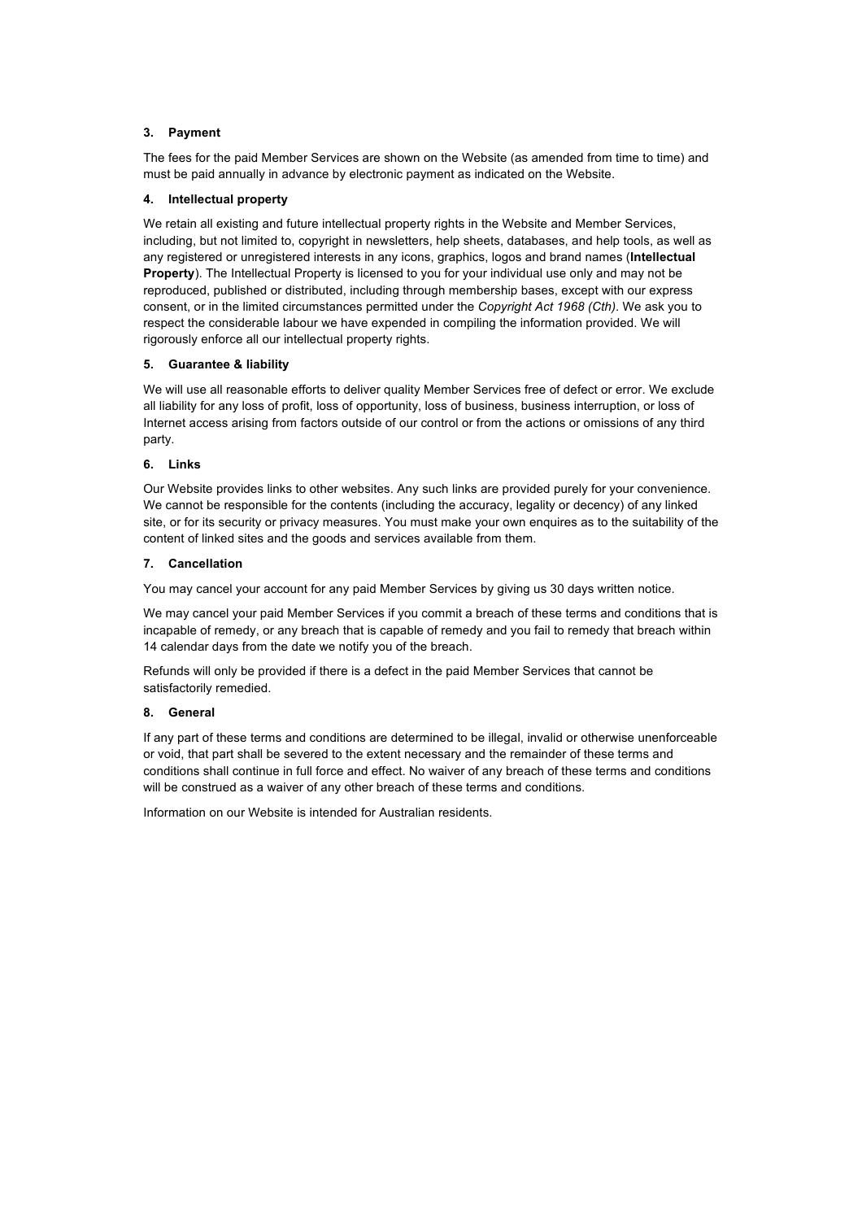### 3. Payment

The fees for the paid Member Services are shown on the Website (as amended from time to time) and must be paid annually in advance by electronic payment as indicated on the Website.

### 4. Intellectual property

We retain all existing and future intellectual property rights in the Website and Member Services, including, but not limited to, copyright in newsletters, help sheets, databases, and help tools, as well as any registered or unregistered interests in any icons, graphics, logos and brand names (**Intellectual Property**). The Intellectual Property is licensed to you for your individual use only and may not be reproduced, published or distributed, including through membership bases, except with our express consent, or in the limited circumstances permitted under the *Copyright Act 1968 (Cth)*. We ask you to respect the considerable labour we have expended in compiling the information provided. We will rigorously enforce all our intellectual property rights.

### 5. Guarantee & liability

We will use all reasonable efforts to deliver quality Member Services free of defect or error. We exclude all liability for any loss of profit, loss of opportunity, loss of business, business interruption, or loss of Internet access arising from factors outside of our control or from the actions or omissions of any third party.

### 6. Links

Our Website provides links to other websites. Any such links are provided purely for your convenience. We cannot be responsible for the contents (including the accuracy, legality or decency) of any linked site, or for its security or privacy measures. You must make your own enquires as to the suitability of the content of linked sites and the goods and services available from them.

### 7. Cancellation

You may cancel your account for any paid Member Services by giving us 30 days written notice.

We may cancel your paid Member Services if you commit a breach of these terms and conditions that is incapable of remedy, or any breach that is capable of remedy and you fail to remedy that breach within 14 calendar days from the date we notify you of the breach.

Refunds will only be provided if there is a defect in the paid Member Services that cannot be satisfactorily remedied.

### 8. General

If any part of these terms and conditions are determined to be illegal, invalid or otherwise unenforceable or void, that part shall be severed to the extent necessary and the remainder of these terms and conditions shall continue in full force and effect. No waiver of any breach of these terms and conditions will be construed as a waiver of any other breach of these terms and conditions.

Information on our Website is intended for Australian residents.